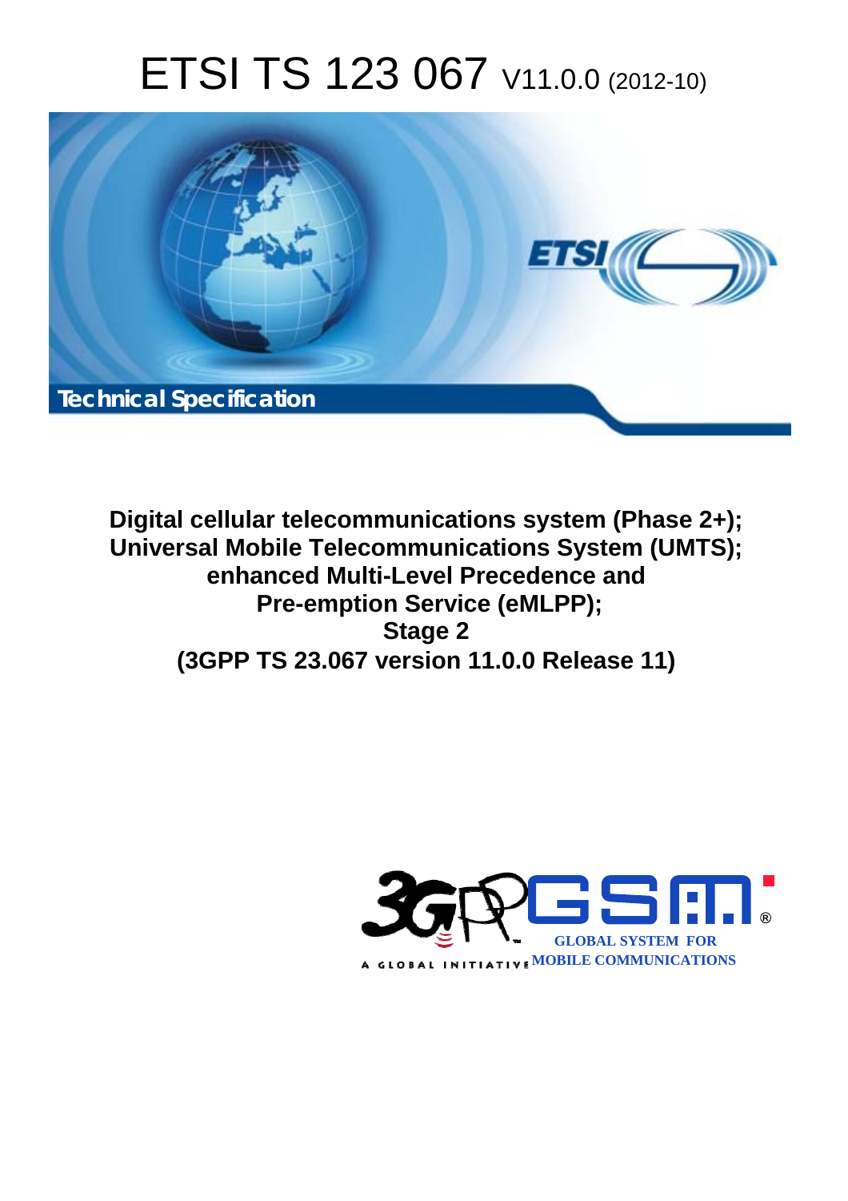# ETSI TS 123 067 V11.0.0 (2012-10)

Technical Specification

**Digital cellular telecommunications system (Phase 2+);**
**Universal Mobile Telecommunications System (UMTS);**
**enhanced Multi-Level Precedence and**
**Pre-emption Service (eMLPP);**
**Stage 2**
**(3GPP TS 23.067 version 11.0.0 Release 11)**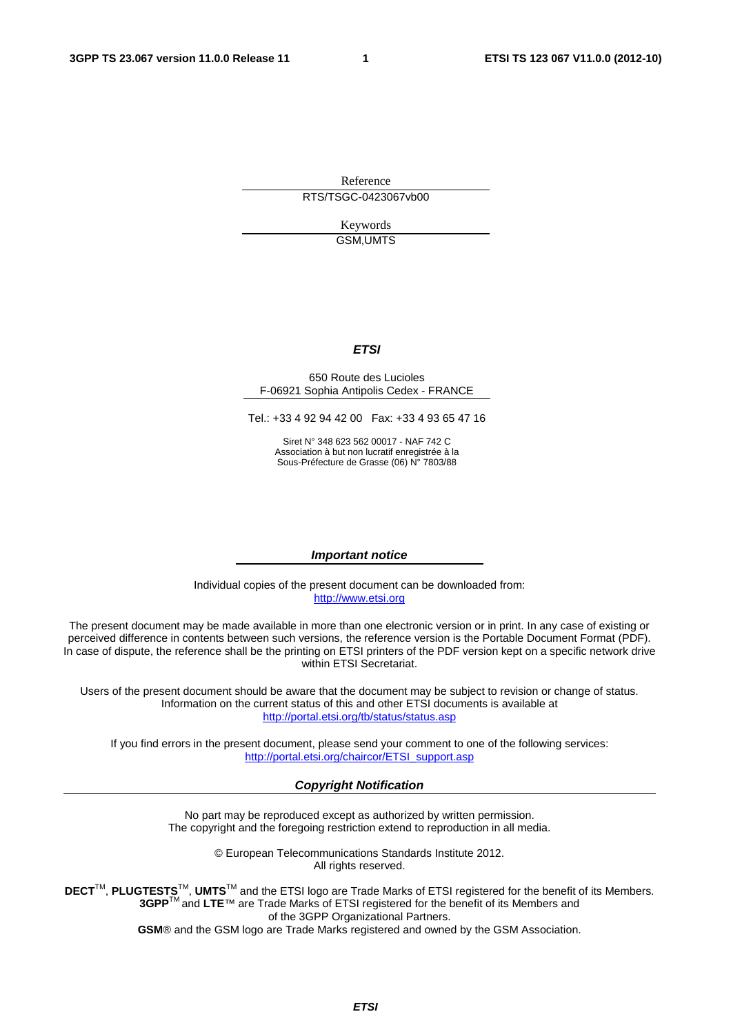Reference

RTS/TSGC-0423067vb00

Keywords

GSM,UMTS

***ETSI***

650 Route des Lucioles
F-06921 Sophia Antipolis Cedex - FRANCE

Tel.: +33 4 92 94 42 00 Fax: +33 4 93 65 47 16

Siret N° 348 623 562 00017 - NAF 742 C
Association à but non lucratif enregistrée à la
Sous-Préfecture de Grasse (06) N° 7803/88

***Important notice***

Individual copies of the present document can be downloaded from:
http://www.etsi.org

The present document may be made available in more than one electronic version or in print. In any case of existing or perceived difference in contents between such versions, the reference version is the Portable Document Format (PDF). In case of dispute, the reference shall be the printing on ETSI printers of the PDF version kept on a specific network drive within ETSI Secretariat.

Users of the present document should be aware that the document may be subject to revision or change of status. Information on the current status of this and other ETSI documents is available at
http://portal.etsi.org/tb/status/status.asp

If you find errors in the present document, please send your comment to one of the following services:
http://portal.etsi.org/chaircor/ETSI_support.asp

***Copyright Notification***

No part may be reproduced except as authorized by written permission.
The copyright and the foregoing restriction extend to reproduction in all media.

© European Telecommunications Standards Institute 2012.
All rights reserved.

**DECT**™, **PLUGTESTS**™, **UMTS**™ and the ETSI logo are Trade Marks of ETSI registered for the benefit of its Members.
**3GPP**™ and **LTE**™ are Trade Marks of ETSI registered for the benefit of its Members and of the 3GPP Organizational Partners.
**GSM**® and the GSM logo are Trade Marks registered and owned by the GSM Association.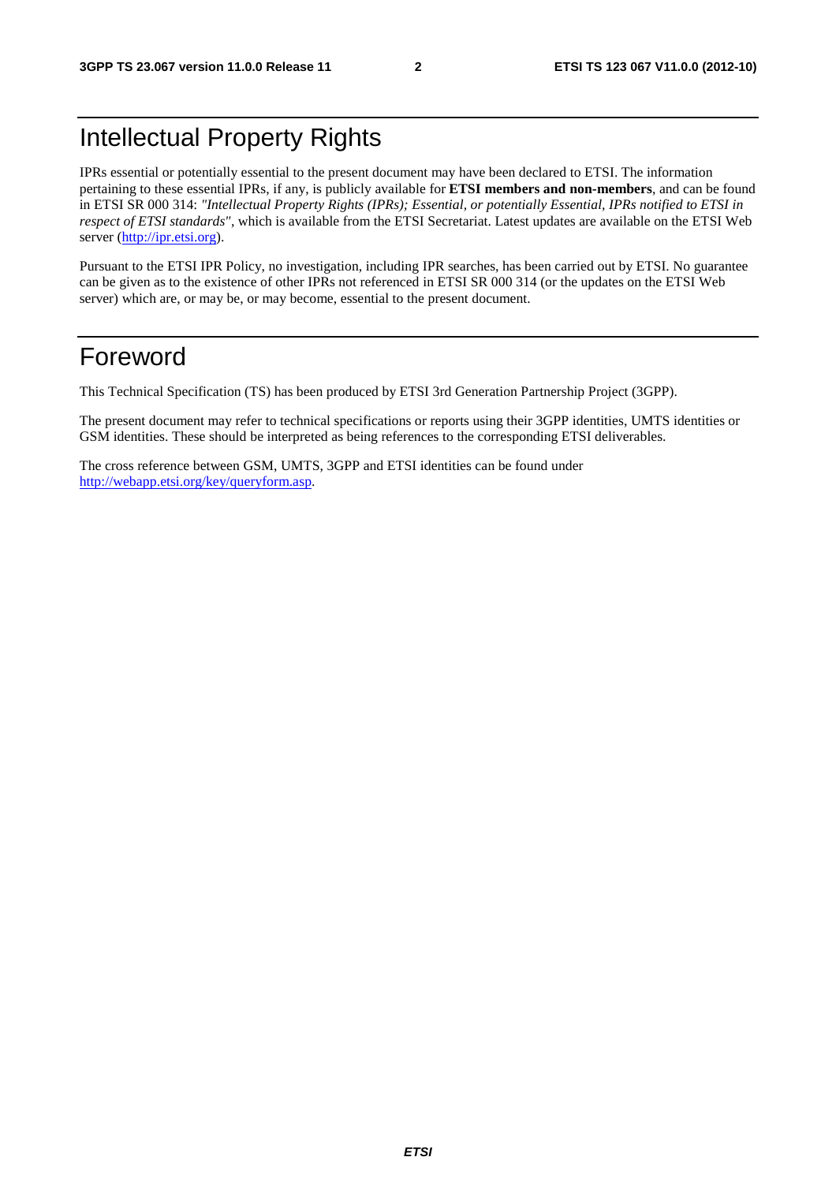# Intellectual Property Rights

IPRs essential or potentially essential to the present document may have been declared to ETSI. The information pertaining to these essential IPRs, if any, is publicly available for **ETSI members and non-members**, and can be found in ETSI SR 000 314: *"Intellectual Property Rights (IPRs); Essential, or potentially Essential, IPRs notified to ETSI in respect of ETSI standards"*, which is available from the ETSI Secretariat. Latest updates are available on the ETSI Web server (http://ipr.etsi.org).

Pursuant to the ETSI IPR Policy, no investigation, including IPR searches, has been carried out by ETSI. No guarantee can be given as to the existence of other IPRs not referenced in ETSI SR 000 314 (or the updates on the ETSI Web server) which are, or may be, or may become, essential to the present document.

# Foreword

This Technical Specification (TS) has been produced by ETSI 3rd Generation Partnership Project (3GPP).

The present document may refer to technical specifications or reports using their 3GPP identities, UMTS identities or GSM identities. These should be interpreted as being references to the corresponding ETSI deliverables.

The cross reference between GSM, UMTS, 3GPP and ETSI identities can be found under http://webapp.etsi.org/key/queryform.asp.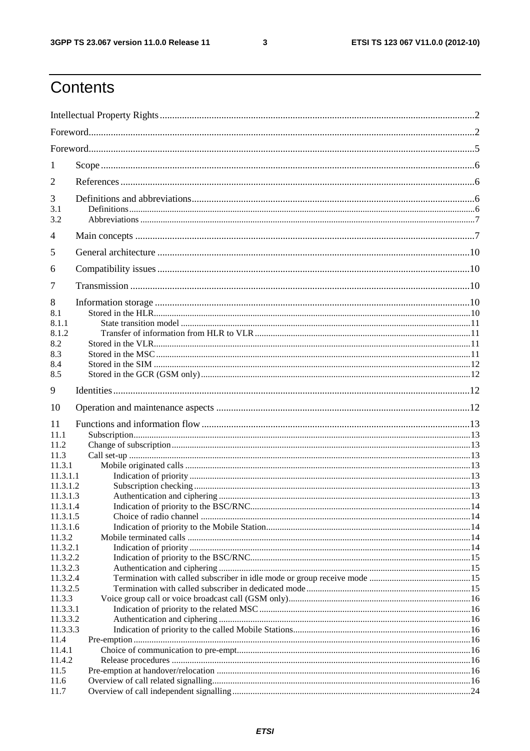# Contents

Intellectual Property Rights ... 2

Foreword ... 2

Foreword ... 5

1 Scope ... 6

2 References ... 6

3 Definitions and abbreviations ... 6
- 3.1 Definitions ... 6
- 3.2 Abbreviations ... 7

4 Main concepts ... 7

5 General architecture ... 10

6 Compatibility issues ... 10

7 Transmission ... 10

8 Information storage ... 10
- 8.1 Stored in the HLR ... 10
  - 8.1.1 State transition model ... 11
  - 8.1.2 Transfer of information from HLR to VLR ... 11
- 8.2 Stored in the VLR ... 11
- 8.3 Stored in the MSC ... 11
- 8.4 Stored in the SIM ... 12
- 8.5 Stored in the GCR (GSM only) ... 12

9 Identities ... 12

10 Operation and maintenance aspects ... 12

11 Functions and information flow ... 13
- 11.1 Subscription ... 13
- 11.2 Change of subscription ... 13
- 11.3 Call set-up ... 13
  - 11.3.1 Mobile originated calls ... 13
    - 11.3.1.1 Indication of priority ... 13
    - 11.3.1.2 Subscription checking ... 13
    - 11.3.1.3 Authentication and ciphering ... 13
    - 11.3.1.4 Indication of priority to the BSC/RNC ... 14
    - 11.3.1.5 Choice of radio channel ... 14
    - 11.3.1.6 Indication of priority to the Mobile Station ... 14
  - 11.3.2 Mobile terminated calls ... 14
    - 11.3.2.1 Indication of priority ... 14
    - 11.3.2.2 Indication of priority to the BSC/RNC ... 15
    - 11.3.2.3 Authentication and ciphering ... 15
    - 11.3.2.4 Termination with called subscriber in idle mode or group receive mode ... 15
    - 11.3.2.5 Termination with called subscriber in dedicated mode ... 15
  - 11.3.3 Voice group call or voice broadcast call (GSM only) ... 16
    - 11.3.3.1 Indication of priority to the related MSC ... 16
    - 11.3.3.2 Authentication and ciphering ... 16
    - 11.3.3.3 Indication of priority to the called Mobile Stations ... 16
- 11.4 Pre-emption ... 16
  - 11.4.1 Choice of communication to pre-empt ... 16
  - 11.4.2 Release procedures ... 16
- 11.5 Pre-emption at handover/relocation ... 16
- 11.6 Overview of call related signalling ... 16
- 11.7 Overview of call independent signalling ... 24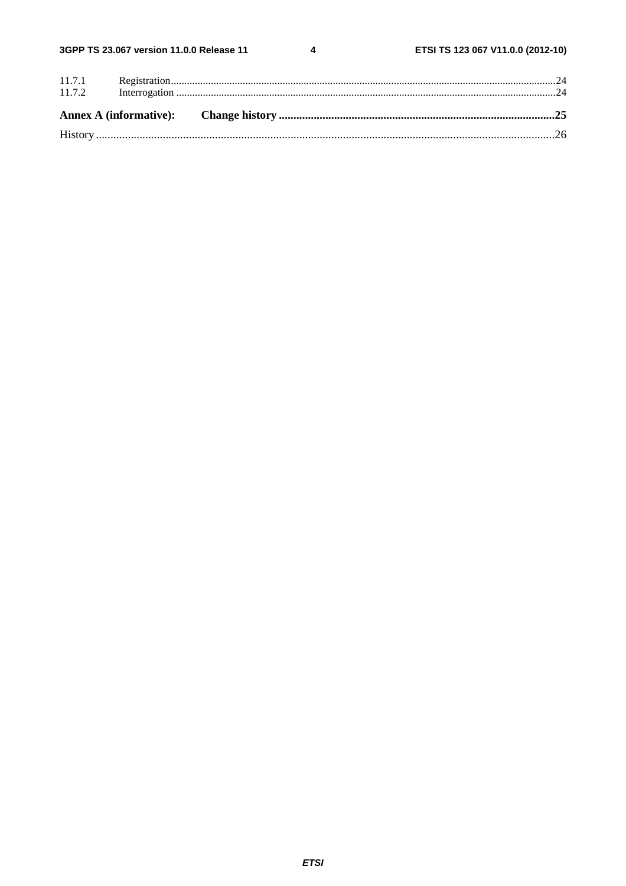11.7.1 Registration .....24
11.7.2 Interrogation .....24

**Annex A (informative): Change history .....25**

History .....26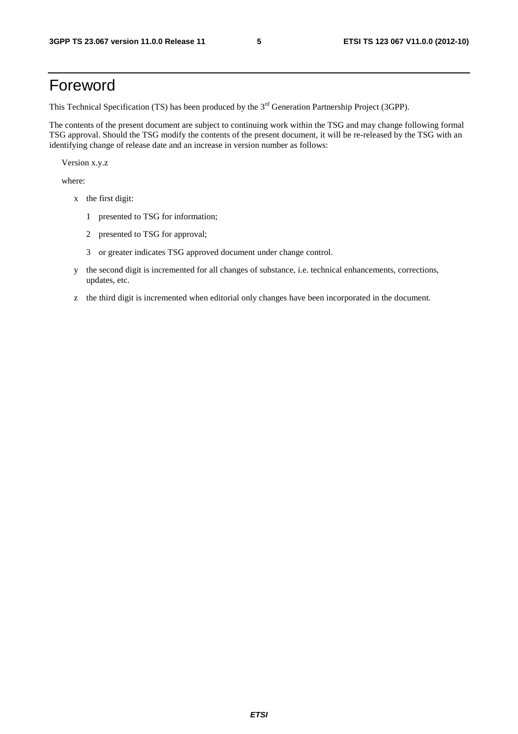# Foreword

This Technical Specification (TS) has been produced by the 3rd Generation Partnership Project (3GPP).

The contents of the present document are subject to continuing work within the TSG and may change following formal TSG approval. Should the TSG modify the contents of the present document, it will be re-released by the TSG with an identifying change of release date and an increase in version number as follows:

Version x.y.z

where:

- x the first digit:
  - 1 presented to TSG for information;
  - 2 presented to TSG for approval;
  - 3 or greater indicates TSG approved document under change control.
- y the second digit is incremented for all changes of substance, i.e. technical enhancements, corrections, updates, etc.
- z the third digit is incremented when editorial only changes have been incorporated in the document.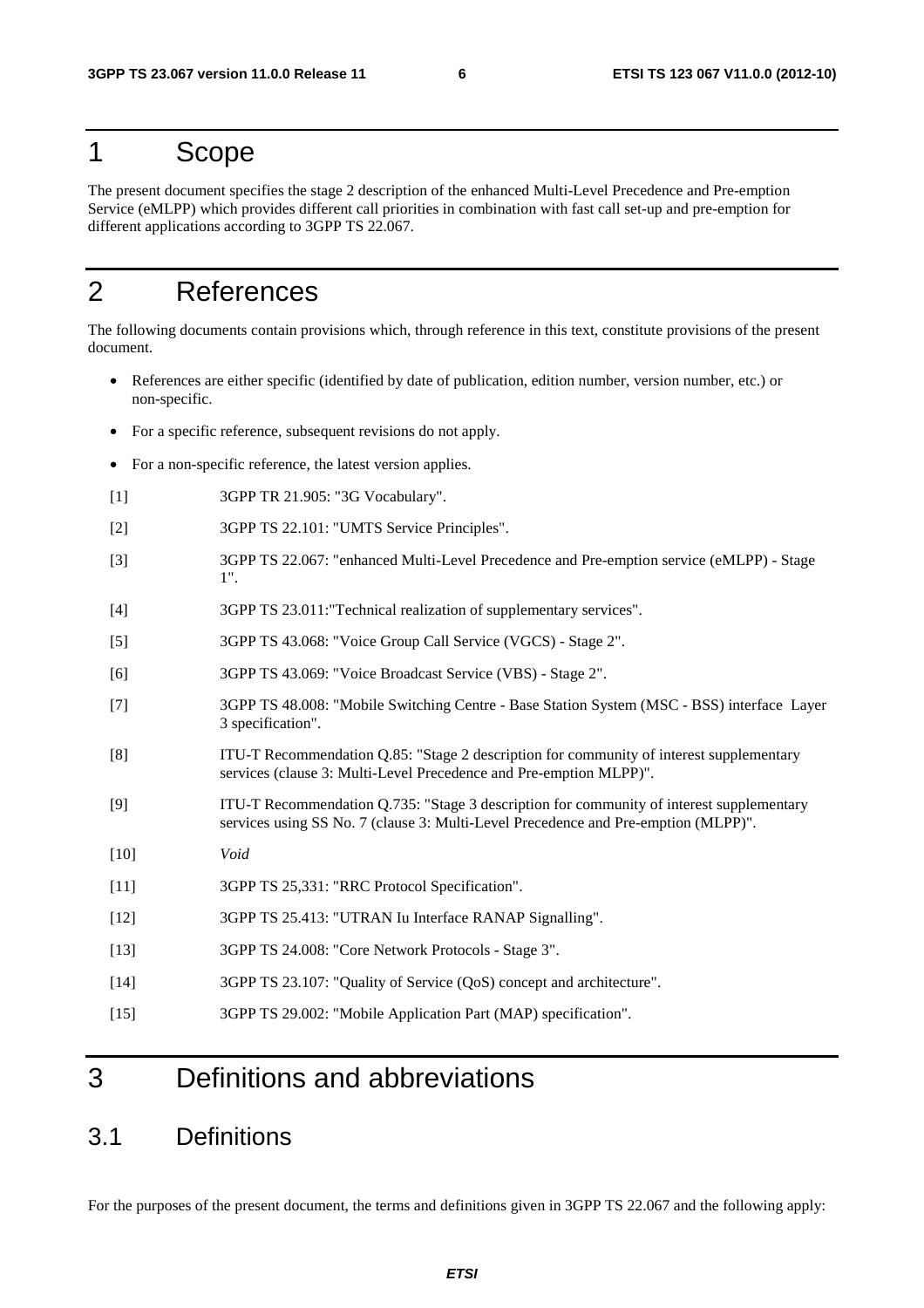# 1 Scope

The present document specifies the stage 2 description of the enhanced Multi-Level Precedence and Pre-emption Service (eMLPP) which provides different call priorities in combination with fast call set-up and pre-emption for different applications according to 3GPP TS 22.067.

# 2 References

The following documents contain provisions which, through reference in this text, constitute provisions of the present document.

- References are either specific (identified by date of publication, edition number, version number, etc.) or non-specific.
- For a specific reference, subsequent revisions do not apply.
- For a non-specific reference, the latest version applies.

[1] 3GPP TR 21.905: "3G Vocabulary".

[2] 3GPP TS 22.101: "UMTS Service Principles".

[3] 3GPP TS 22.067: "enhanced Multi-Level Precedence and Pre-emption service (eMLPP) - Stage 1".

[4] 3GPP TS 23.011:"Technical realization of supplementary services".

[5] 3GPP TS 43.068: "Voice Group Call Service (VGCS) - Stage 2".

[6] 3GPP TS 43.069: "Voice Broadcast Service (VBS) - Stage 2".

[7] 3GPP TS 48.008: "Mobile Switching Centre - Base Station System (MSC - BSS) interface Layer 3 specification".

[8] ITU-T Recommendation Q.85: "Stage 2 description for community of interest supplementary services (clause 3: Multi-Level Precedence and Pre-emption MLPP)".

[9] ITU-T Recommendation Q.735: "Stage 3 description for community of interest supplementary services using SS No. 7 (clause 3: Multi-Level Precedence and Pre-emption (MLPP)".

[10] *Void*

[11] 3GPP TS 25,331: "RRC Protocol Specification".

[12] 3GPP TS 25.413: "UTRAN Iu Interface RANAP Signalling".

[13] 3GPP TS 24.008: "Core Network Protocols - Stage 3".

[14] 3GPP TS 23.107: "Quality of Service (QoS) concept and architecture".

[15] 3GPP TS 29.002: "Mobile Application Part (MAP) specification".

# 3 Definitions and abbreviations

## 3.1 Definitions

For the purposes of the present document, the terms and definitions given in 3GPP TS 22.067 and the following apply: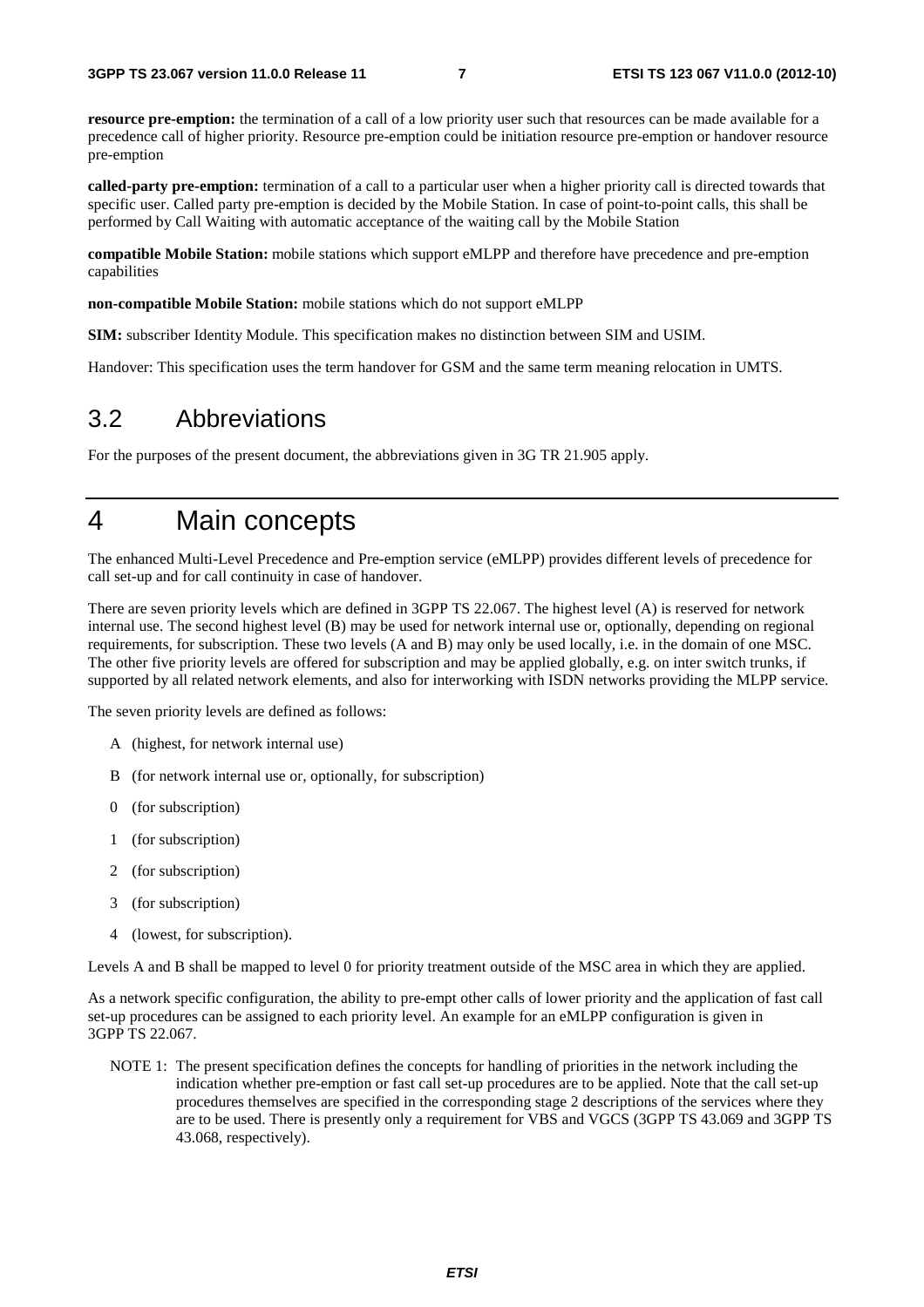**resource pre-emption:** the termination of a call of a low priority user such that resources can be made available for a precedence call of higher priority. Resource pre-emption could be initiation resource pre-emption or handover resource pre-emption

**called-party pre-emption:** termination of a call to a particular user when a higher priority call is directed towards that specific user. Called party pre-emption is decided by the Mobile Station. In case of point-to-point calls, this shall be performed by Call Waiting with automatic acceptance of the waiting call by the Mobile Station

**compatible Mobile Station:** mobile stations which support eMLPP and therefore have precedence and pre-emption capabilities

**non-compatible Mobile Station:** mobile stations which do not support eMLPP

**SIM:** subscriber Identity Module. This specification makes no distinction between SIM and USIM.

Handover: This specification uses the term handover for GSM and the same term meaning relocation in UMTS.

## 3.2 Abbreviations

For the purposes of the present document, the abbreviations given in 3G TR 21.905 apply.

# 4 Main concepts

The enhanced Multi-Level Precedence and Pre-emption service (eMLPP) provides different levels of precedence for call set-up and for call continuity in case of handover.

There are seven priority levels which are defined in 3GPP TS 22.067. The highest level (A) is reserved for network internal use. The second highest level (B) may be used for network internal use or, optionally, depending on regional requirements, for subscription. These two levels (A and B) may only be used locally, i.e. in the domain of one MSC. The other five priority levels are offered for subscription and may be applied globally, e.g. on inter switch trunks, if supported by all related network elements, and also for interworking with ISDN networks providing the MLPP service.

The seven priority levels are defined as follows:

- A (highest, for network internal use)
- B (for network internal use or, optionally, for subscription)
- 0 (for subscription)
- 1 (for subscription)
- 2 (for subscription)
- 3 (for subscription)
- 4 (lowest, for subscription).

Levels A and B shall be mapped to level 0 for priority treatment outside of the MSC area in which they are applied.

As a network specific configuration, the ability to pre-empt other calls of lower priority and the application of fast call set-up procedures can be assigned to each priority level. An example for an eMLPP configuration is given in 3GPP TS 22.067.

NOTE 1: The present specification defines the concepts for handling of priorities in the network including the indication whether pre-emption or fast call set-up procedures are to be applied. Note that the call set-up procedures themselves are specified in the corresponding stage 2 descriptions of the services where they are to be used. There is presently only a requirement for VBS and VGCS (3GPP TS 43.069 and 3GPP TS 43.068, respectively).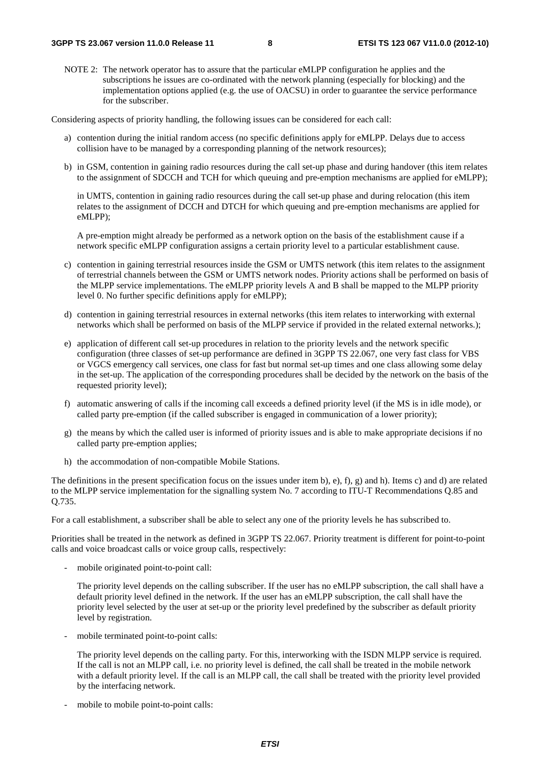NOTE 2: The network operator has to assure that the particular eMLPP configuration he applies and the subscriptions he issues are co-ordinated with the network planning (especially for blocking) and the implementation options applied (e.g. the use of OACSU) in order to guarantee the service performance for the subscriber.

Considering aspects of priority handling, the following issues can be considered for each call:

a) contention during the initial random access (no specific definitions apply for eMLPP. Delays due to access collision have to be managed by a corresponding planning of the network resources);

b) in GSM, contention in gaining radio resources during the call set-up phase and during handover (this item relates to the assignment of SDCCH and TCH for which queuing and pre-emption mechanisms are applied for eMLPP);

   in UMTS, contention in gaining radio resources during the call set-up phase and during relocation (this item relates to the assignment of DCCH and DTCH for which queuing and pre-emption mechanisms are applied for eMLPP);

   A pre-emption might already be performed as a network option on the basis of the establishment cause if a network specific eMLPP configuration assigns a certain priority level to a particular establishment cause.

c) contention in gaining terrestrial resources inside the GSM or UMTS network (this item relates to the assignment of terrestrial channels between the GSM or UMTS network nodes. Priority actions shall be performed on basis of the MLPP service implementations. The eMLPP priority levels A and B shall be mapped to the MLPP priority level 0. No further specific definitions apply for eMLPP);

d) contention in gaining terrestrial resources in external networks (this item relates to interworking with external networks which shall be performed on basis of the MLPP service if provided in the related external networks.);

e) application of different call set-up procedures in relation to the priority levels and the network specific configuration (three classes of set-up performance are defined in 3GPP TS 22.067, one very fast class for VBS or VGCS emergency call services, one class for fast but normal set-up times and one class allowing some delay in the set-up. The application of the corresponding procedures shall be decided by the network on the basis of the requested priority level);

f) automatic answering of calls if the incoming call exceeds a defined priority level (if the MS is in idle mode), or called party pre-emption (if the called subscriber is engaged in communication of a lower priority);

g) the means by which the called user is informed of priority issues and is able to make appropriate decisions if no called party pre-emption applies;

h) the accommodation of non-compatible Mobile Stations.

The definitions in the present specification focus on the issues under item b), e), f), g) and h). Items c) and d) are related to the MLPP service implementation for the signalling system No. 7 according to ITU-T Recommendations Q.85 and Q.735.

For a call establishment, a subscriber shall be able to select any one of the priority levels he has subscribed to.

Priorities shall be treated in the network as defined in 3GPP TS 22.067. Priority treatment is different for point-to-point calls and voice broadcast calls or voice group calls, respectively:

- mobile originated point-to-point call:

  The priority level depends on the calling subscriber. If the user has no eMLPP subscription, the call shall have a default priority level defined in the network. If the user has an eMLPP subscription, the call shall have the priority level selected by the user at set-up or the priority level predefined by the subscriber as default priority level by registration.

- mobile terminated point-to-point calls:

  The priority level depends on the calling party. For this, interworking with the ISDN MLPP service is required. If the call is not an MLPP call, i.e. no priority level is defined, the call shall be treated in the mobile network with a default priority level. If the call is an MLPP call, the call shall be treated with the priority level provided by the interfacing network.

- mobile to mobile point-to-point calls: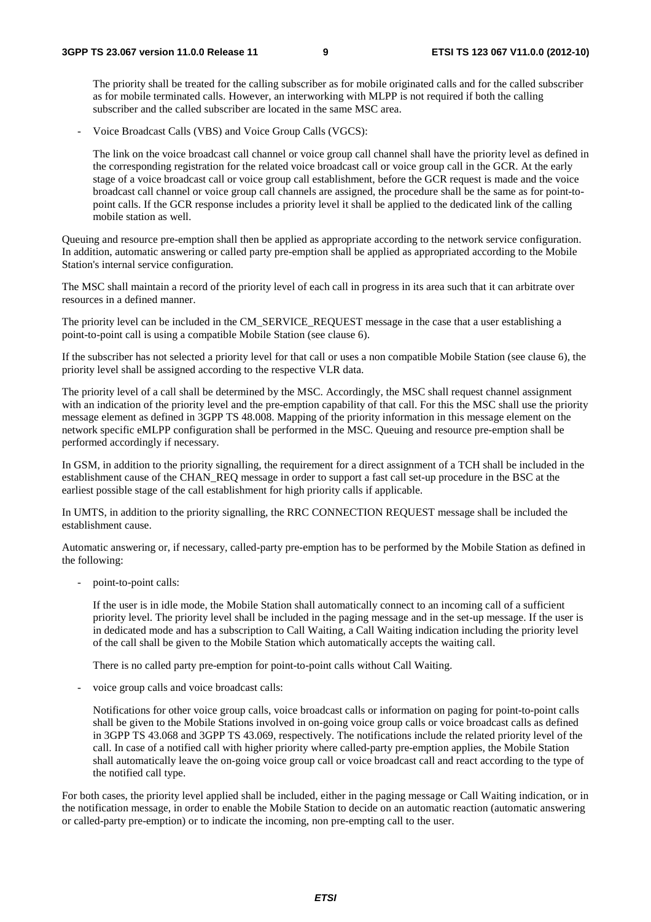The priority shall be treated for the calling subscriber as for mobile originated calls and for the called subscriber as for mobile terminated calls. However, an interworking with MLPP is not required if both the calling subscriber and the called subscriber are located in the same MSC area.

- Voice Broadcast Calls (VBS) and Voice Group Calls (VGCS):

  The link on the voice broadcast call channel or voice group call channel shall have the priority level as defined in the corresponding registration for the related voice broadcast call or voice group call in the GCR. At the early stage of a voice broadcast call or voice group call establishment, before the GCR request is made and the voice broadcast call channel or voice group call channels are assigned, the procedure shall be the same as for point-to-point calls. If the GCR response includes a priority level it shall be applied to the dedicated link of the calling mobile station as well.

Queuing and resource pre-emption shall then be applied as appropriate according to the network service configuration. In addition, automatic answering or called party pre-emption shall be applied as appropriated according to the Mobile Station's internal service configuration.

The MSC shall maintain a record of the priority level of each call in progress in its area such that it can arbitrate over resources in a defined manner.

The priority level can be included in the CM_SERVICE_REQUEST message in the case that a user establishing a point-to-point call is using a compatible Mobile Station (see clause 6).

If the subscriber has not selected a priority level for that call or uses a non compatible Mobile Station (see clause 6), the priority level shall be assigned according to the respective VLR data.

The priority level of a call shall be determined by the MSC. Accordingly, the MSC shall request channel assignment with an indication of the priority level and the pre-emption capability of that call. For this the MSC shall use the priority message element as defined in 3GPP TS 48.008. Mapping of the priority information in this message element on the network specific eMLPP configuration shall be performed in the MSC. Queuing and resource pre-emption shall be performed accordingly if necessary.

In GSM, in addition to the priority signalling, the requirement for a direct assignment of a TCH shall be included in the establishment cause of the CHAN_REQ message in order to support a fast call set-up procedure in the BSC at the earliest possible stage of the call establishment for high priority calls if applicable.

In UMTS, in addition to the priority signalling, the RRC CONNECTION REQUEST message shall be included the establishment cause.

Automatic answering or, if necessary, called-party pre-emption has to be performed by the Mobile Station as defined in the following:

- point-to-point calls:

  If the user is in idle mode, the Mobile Station shall automatically connect to an incoming call of a sufficient priority level. The priority level shall be included in the paging message and in the set-up message. If the user is in dedicated mode and has a subscription to Call Waiting, a Call Waiting indication including the priority level of the call shall be given to the Mobile Station which automatically accepts the waiting call.

  There is no called party pre-emption for point-to-point calls without Call Waiting.

- voice group calls and voice broadcast calls:

  Notifications for other voice group calls, voice broadcast calls or information on paging for point-to-point calls shall be given to the Mobile Stations involved in on-going voice group calls or voice broadcast calls as defined in 3GPP TS 43.068 and 3GPP TS 43.069, respectively. The notifications include the related priority level of the call. In case of a notified call with higher priority where called-party pre-emption applies, the Mobile Station shall automatically leave the on-going voice group call or voice broadcast call and react according to the type of the notified call type.

For both cases, the priority level applied shall be included, either in the paging message or Call Waiting indication, or in the notification message, in order to enable the Mobile Station to decide on an automatic reaction (automatic answering or called-party pre-emption) or to indicate the incoming, non pre-empting call to the user.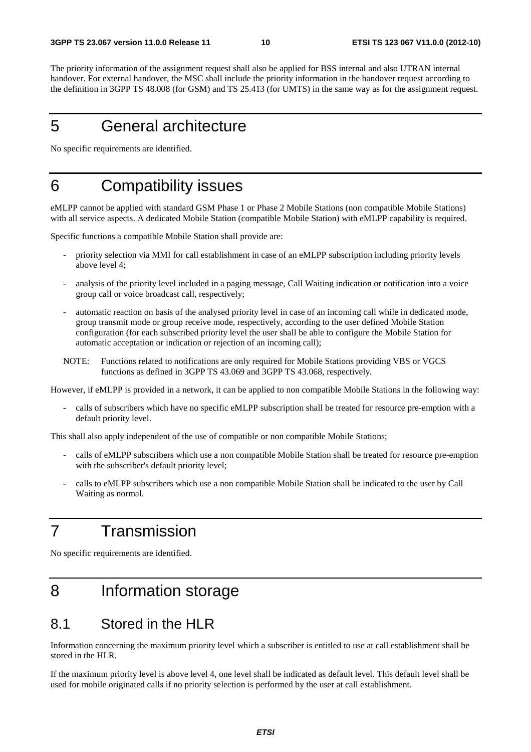The priority information of the assignment request shall also be applied for BSS internal and also UTRAN internal handover. For external handover, the MSC shall include the priority information in the handover request according to the definition in 3GPP TS 48.008 (for GSM) and TS 25.413 (for UMTS) in the same way as for the assignment request.

# 5 General architecture

No specific requirements are identified.

# 6 Compatibility issues

eMLPP cannot be applied with standard GSM Phase 1 or Phase 2 Mobile Stations (non compatible Mobile Stations) with all service aspects. A dedicated Mobile Station (compatible Mobile Station) with eMLPP capability is required.

Specific functions a compatible Mobile Station shall provide are:

- priority selection via MMI for call establishment in case of an eMLPP subscription including priority levels above level 4;
- analysis of the priority level included in a paging message, Call Waiting indication or notification into a voice group call or voice broadcast call, respectively;
- automatic reaction on basis of the analysed priority level in case of an incoming call while in dedicated mode, group transmit mode or group receive mode, respectively, according to the user defined Mobile Station configuration (for each subscribed priority level the user shall be able to configure the Mobile Station for automatic acceptation or indication or rejection of an incoming call);

NOTE: Functions related to notifications are only required for Mobile Stations providing VBS or VGCS functions as defined in 3GPP TS 43.069 and 3GPP TS 43.068, respectively.

However, if eMLPP is provided in a network, it can be applied to non compatible Mobile Stations in the following way:

- calls of subscribers which have no specific eMLPP subscription shall be treated for resource pre-emption with a default priority level.

This shall also apply independent of the use of compatible or non compatible Mobile Stations;

- calls of eMLPP subscribers which use a non compatible Mobile Station shall be treated for resource pre-emption with the subscriber's default priority level;
- calls to eMLPP subscribers which use a non compatible Mobile Station shall be indicated to the user by Call Waiting as normal.

# 7 Transmission

No specific requirements are identified.

# 8 Information storage

## 8.1 Stored in the HLR

Information concerning the maximum priority level which a subscriber is entitled to use at call establishment shall be stored in the HLR.

If the maximum priority level is above level 4, one level shall be indicated as default level. This default level shall be used for mobile originated calls if no priority selection is performed by the user at call establishment.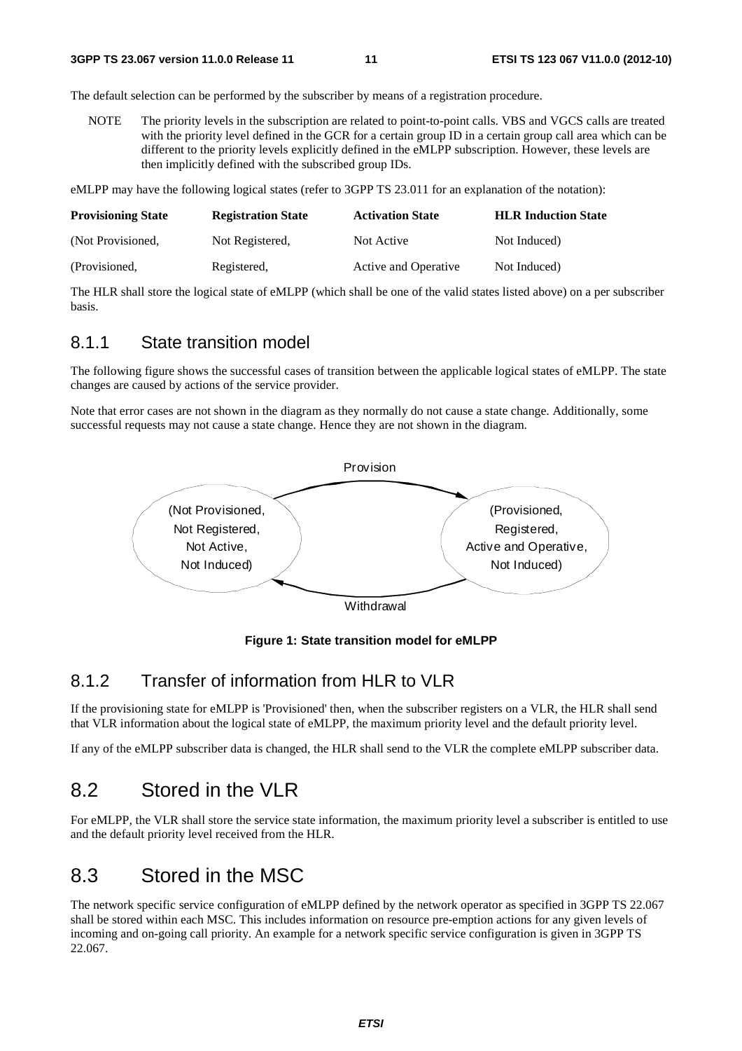The default selection can be performed by the subscriber by means of a registration procedure.

NOTE The priority levels in the subscription are related to point-to-point calls. VBS and VGCS calls are treated with the priority level defined in the GCR for a certain group ID in a certain group call area which can be different to the priority levels explicitly defined in the eMLPP subscription. However, these levels are then implicitly defined with the subscribed group IDs.

eMLPP may have the following logical states (refer to 3GPP TS 23.011 for an explanation of the notation):

| Provisioning State | Registration State | Activation State | HLR Induction State |
|---|---|---|---|
| (Not Provisioned, | Not Registered, | Not Active | Not Induced) |
| (Provisioned, | Registered, | Active and Operative | Not Induced) |

The HLR shall store the logical state of eMLPP (which shall be one of the valid states listed above) on a per subscriber basis.

### 8.1.1 State transition model

The following figure shows the successful cases of transition between the applicable logical states of eMLPP. The state changes are caused by actions of the service provider.

Note that error cases are not shown in the diagram as they normally do not cause a state change. Additionally, some successful requests may not cause a state change. Hence they are not shown in the diagram.

Provision

(Not Provisioned, Not Registered, Not Active, Not Induced)

(Provisioned, Registered, Active and Operative, Not Induced)

Withdrawal

**Figure 1: State transition model for eMLPP**

### 8.1.2 Transfer of information from HLR to VLR

If the provisioning state for eMLPP is 'Provisioned' then, when the subscriber registers on a VLR, the HLR shall send that VLR information about the logical state of eMLPP, the maximum priority level and the default priority level.

If any of the eMLPP subscriber data is changed, the HLR shall send to the VLR the complete eMLPP subscriber data.

## 8.2 Stored in the VLR

For eMLPP, the VLR shall store the service state information, the maximum priority level a subscriber is entitled to use and the default priority level received from the HLR.

## 8.3 Stored in the MSC

The network specific service configuration of eMLPP defined by the network operator as specified in 3GPP TS 22.067 shall be stored within each MSC. This includes information on resource pre-emption actions for any given levels of incoming and on-going call priority. An example for a network specific service configuration is given in 3GPP TS 22.067.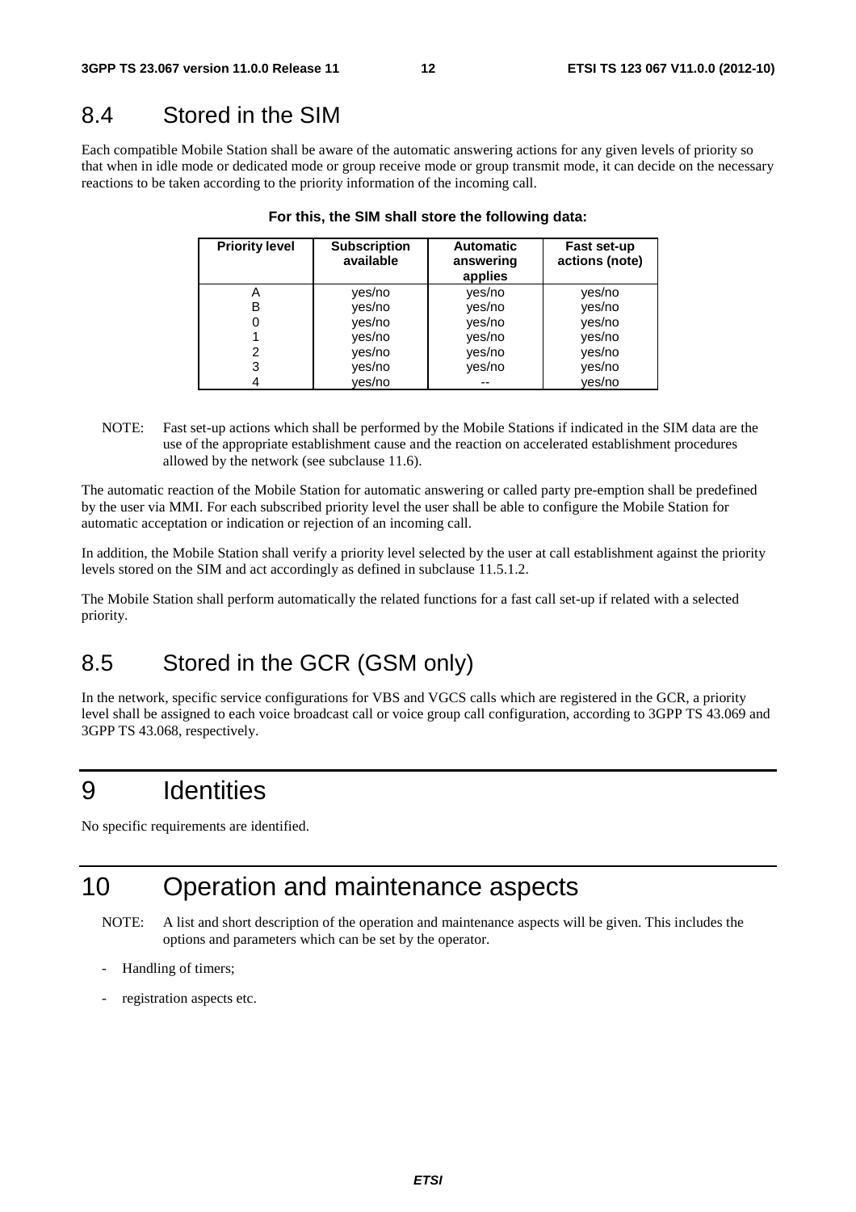## 8.4 Stored in the SIM

Each compatible Mobile Station shall be aware of the automatic answering actions for any given levels of priority so that when in idle mode or dedicated mode or group receive mode or group transmit mode, it can decide on the necessary reactions to be taken according to the priority information of the incoming call.

**For this, the SIM shall store the following data:**

| Priority level | Subscription available | Automatic answering applies | Fast set-up actions (note) |
|---|---|---|---|
| A | yes/no | yes/no | yes/no |
| B | yes/no | yes/no | yes/no |
| 0 | yes/no | yes/no | yes/no |
| 1 | yes/no | yes/no | yes/no |
| 2 | yes/no | yes/no | yes/no |
| 3 | yes/no | yes/no | yes/no |
| 4 | yes/no | -- | yes/no |

NOTE: Fast set-up actions which shall be performed by the Mobile Stations if indicated in the SIM data are the use of the appropriate establishment cause and the reaction on accelerated establishment procedures allowed by the network (see subclause 11.6).

The automatic reaction of the Mobile Station for automatic answering or called party pre-emption shall be predefined by the user via MMI. For each subscribed priority level the user shall be able to configure the Mobile Station for automatic acceptation or indication or rejection of an incoming call.

In addition, the Mobile Station shall verify a priority level selected by the user at call establishment against the priority levels stored on the SIM and act accordingly as defined in subclause 11.5.1.2.

The Mobile Station shall perform automatically the related functions for a fast call set-up if related with a selected priority.

## 8.5 Stored in the GCR (GSM only)

In the network, specific service configurations for VBS and VGCS calls which are registered in the GCR, a priority level shall be assigned to each voice broadcast call or voice group call configuration, according to 3GPP TS 43.069 and 3GPP TS 43.068, respectively.

# 9 Identities

No specific requirements are identified.

# 10 Operation and maintenance aspects

NOTE: A list and short description of the operation and maintenance aspects will be given. This includes the options and parameters which can be set by the operator.

- Handling of timers;
- registration aspects etc.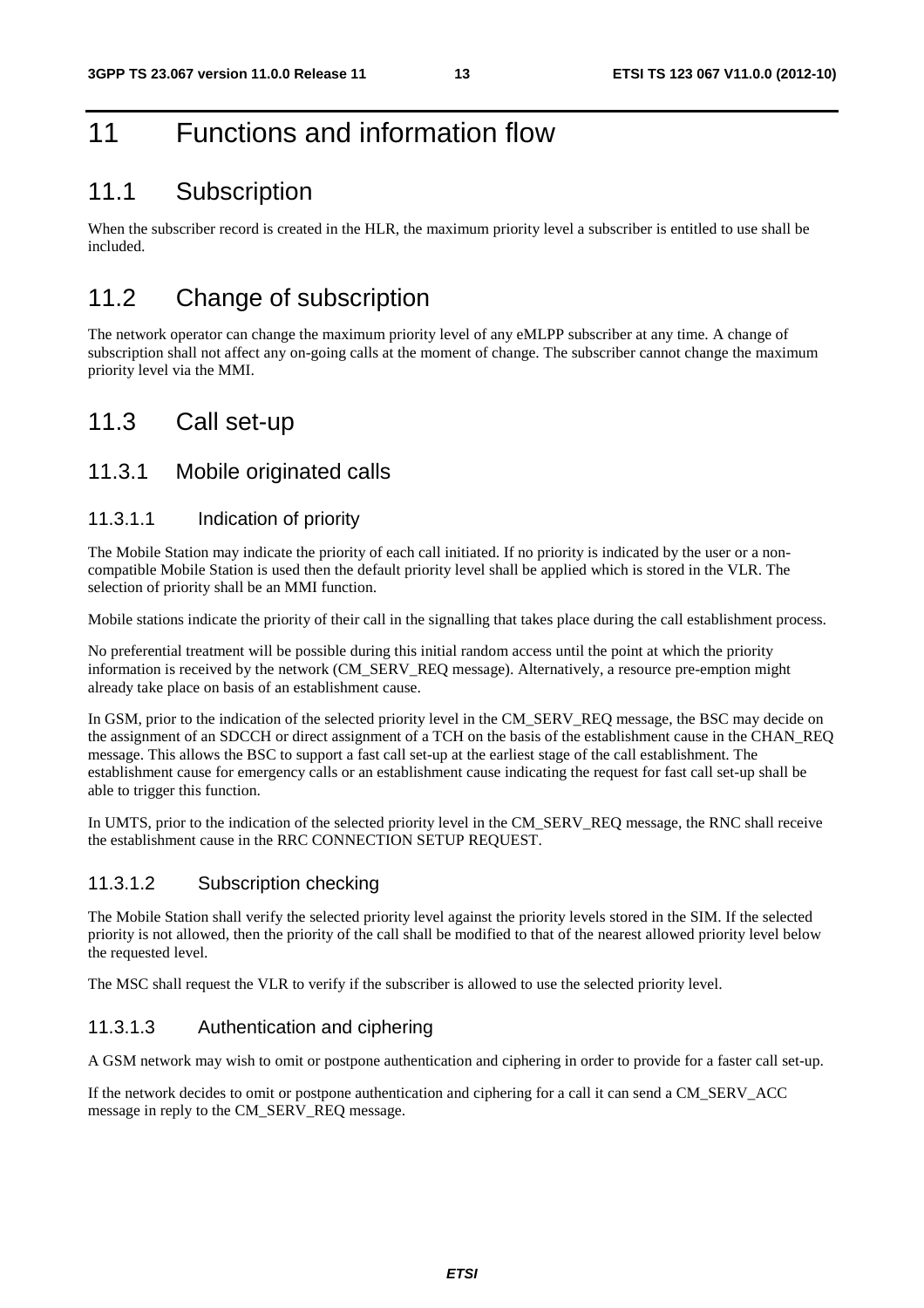# 11 Functions and information flow

## 11.1 Subscription

When the subscriber record is created in the HLR, the maximum priority level a subscriber is entitled to use shall be included.

## 11.2 Change of subscription

The network operator can change the maximum priority level of any eMLPP subscriber at any time. A change of subscription shall not affect any on-going calls at the moment of change. The subscriber cannot change the maximum priority level via the MMI.

## 11.3 Call set-up

### 11.3.1 Mobile originated calls

#### 11.3.1.1 Indication of priority

The Mobile Station may indicate the priority of each call initiated. If no priority is indicated by the user or a non-compatible Mobile Station is used then the default priority level shall be applied which is stored in the VLR. The selection of priority shall be an MMI function.

Mobile stations indicate the priority of their call in the signalling that takes place during the call establishment process.

No preferential treatment will be possible during this initial random access until the point at which the priority information is received by the network (CM_SERV_REQ message). Alternatively, a resource pre-emption might already take place on basis of an establishment cause.

In GSM, prior to the indication of the selected priority level in the CM_SERV_REQ message, the BSC may decide on the assignment of an SDCCH or direct assignment of a TCH on the basis of the establishment cause in the CHAN_REQ message. This allows the BSC to support a fast call set-up at the earliest stage of the call establishment. The establishment cause for emergency calls or an establishment cause indicating the request for fast call set-up shall be able to trigger this function.

In UMTS, prior to the indication of the selected priority level in the CM_SERV_REQ message, the RNC shall receive the establishment cause in the RRC CONNECTION SETUP REQUEST.

#### 11.3.1.2 Subscription checking

The Mobile Station shall verify the selected priority level against the priority levels stored in the SIM. If the selected priority is not allowed, then the priority of the call shall be modified to that of the nearest allowed priority level below the requested level.

The MSC shall request the VLR to verify if the subscriber is allowed to use the selected priority level.

#### 11.3.1.3 Authentication and ciphering

A GSM network may wish to omit or postpone authentication and ciphering in order to provide for a faster call set-up.

If the network decides to omit or postpone authentication and ciphering for a call it can send a CM_SERV_ACC message in reply to the CM_SERV_REQ message.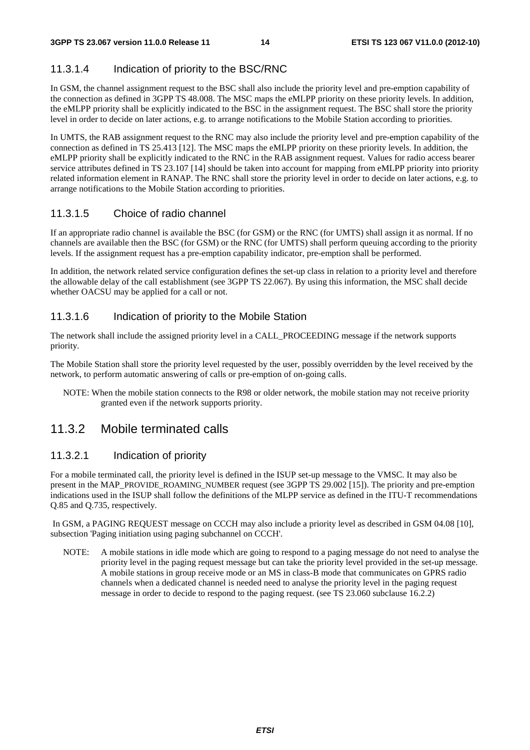### 11.3.1.4 Indication of priority to the BSC/RNC

In GSM, the channel assignment request to the BSC shall also include the priority level and pre-emption capability of the connection as defined in 3GPP TS 48.008. The MSC maps the eMLPP priority on these priority levels. In addition, the eMLPP priority shall be explicitly indicated to the BSC in the assignment request. The BSC shall store the priority level in order to decide on later actions, e.g. to arrange notifications to the Mobile Station according to priorities.

In UMTS, the RAB assignment request to the RNC may also include the priority level and pre-emption capability of the connection as defined in TS 25.413 [12]. The MSC maps the eMLPP priority on these priority levels. In addition, the eMLPP priority shall be explicitly indicated to the RNC in the RAB assignment request. Values for radio access bearer service attributes defined in TS 23.107 [14] should be taken into account for mapping from eMLPP priority into priority related information element in RANAP. The RNC shall store the priority level in order to decide on later actions, e.g. to arrange notifications to the Mobile Station according to priorities.

### 11.3.1.5 Choice of radio channel

If an appropriate radio channel is available the BSC (for GSM) or the RNC (for UMTS) shall assign it as normal. If no channels are available then the BSC (for GSM) or the RNC (for UMTS) shall perform queuing according to the priority levels. If the assignment request has a pre-emption capability indicator, pre-emption shall be performed.

In addition, the network related service configuration defines the set-up class in relation to a priority level and therefore the allowable delay of the call establishment (see 3GPP TS 22.067). By using this information, the MSC shall decide whether OACSU may be applied for a call or not.

### 11.3.1.6 Indication of priority to the Mobile Station

The network shall include the assigned priority level in a CALL_PROCEEDING message if the network supports priority.

The Mobile Station shall store the priority level requested by the user, possibly overridden by the level received by the network, to perform automatic answering of calls or pre-emption of on-going calls.

NOTE: When the mobile station connects to the R98 or older network, the mobile station may not receive priority granted even if the network supports priority.

## 11.3.2 Mobile terminated calls

### 11.3.2.1 Indication of priority

For a mobile terminated call, the priority level is defined in the ISUP set-up message to the VMSC. It may also be present in the MAP_PROVIDE_ROAMING_NUMBER request (see 3GPP TS 29.002 [15]). The priority and pre-emption indications used in the ISUP shall follow the definitions of the MLPP service as defined in the ITU-T recommendations Q.85 and Q.735, respectively.

In GSM, a PAGING REQUEST message on CCCH may also include a priority level as described in GSM 04.08 [10], subsection 'Paging initiation using paging subchannel on CCCH'.

NOTE: A mobile stations in idle mode which are going to respond to a paging message do not need to analyse the priority level in the paging request message but can take the priority level provided in the set-up message. A mobile stations in group receive mode or an MS in class-B mode that communicates on GPRS radio channels when a dedicated channel is needed need to analyse the priority level in the paging request message in order to decide to respond to the paging request. (see TS 23.060 subclause 16.2.2)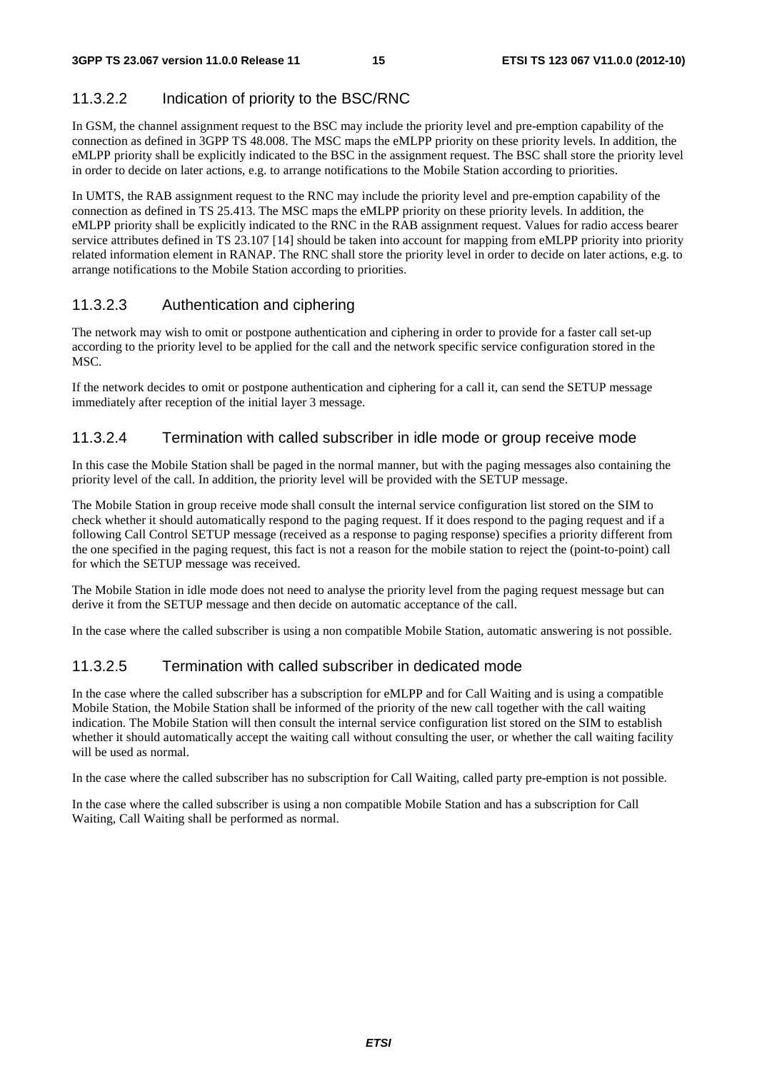#### 11.3.2.2 Indication of priority to the BSC/RNC

In GSM, the channel assignment request to the BSC may include the priority level and pre-emption capability of the connection as defined in 3GPP TS 48.008. The MSC maps the eMLPP priority on these priority levels. In addition, the eMLPP priority shall be explicitly indicated to the BSC in the assignment request. The BSC shall store the priority level in order to decide on later actions, e.g. to arrange notifications to the Mobile Station according to priorities.

In UMTS, the RAB assignment request to the RNC may include the priority level and pre-emption capability of the connection as defined in TS 25.413. The MSC maps the eMLPP priority on these priority levels. In addition, the eMLPP priority shall be explicitly indicated to the RNC in the RAB assignment request. Values for radio access bearer service attributes defined in TS 23.107 [14] should be taken into account for mapping from eMLPP priority into priority related information element in RANAP. The RNC shall store the priority level in order to decide on later actions, e.g. to arrange notifications to the Mobile Station according to priorities.

#### 11.3.2.3 Authentication and ciphering

The network may wish to omit or postpone authentication and ciphering in order to provide for a faster call set-up according to the priority level to be applied for the call and the network specific service configuration stored in the MSC.

If the network decides to omit or postpone authentication and ciphering for a call it, can send the SETUP message immediately after reception of the initial layer 3 message.

#### 11.3.2.4 Termination with called subscriber in idle mode or group receive mode

In this case the Mobile Station shall be paged in the normal manner, but with the paging messages also containing the priority level of the call. In addition, the priority level will be provided with the SETUP message.

The Mobile Station in group receive mode shall consult the internal service configuration list stored on the SIM to check whether it should automatically respond to the paging request. If it does respond to the paging request and if a following Call Control SETUP message (received as a response to paging response) specifies a priority different from the one specified in the paging request, this fact is not a reason for the mobile station to reject the (point-to-point) call for which the SETUP message was received.

The Mobile Station in idle mode does not need to analyse the priority level from the paging request message but can derive it from the SETUP message and then decide on automatic acceptance of the call.

In the case where the called subscriber is using a non compatible Mobile Station, automatic answering is not possible.

#### 11.3.2.5 Termination with called subscriber in dedicated mode

In the case where the called subscriber has a subscription for eMLPP and for Call Waiting and is using a compatible Mobile Station, the Mobile Station shall be informed of the priority of the new call together with the call waiting indication. The Mobile Station will then consult the internal service configuration list stored on the SIM to establish whether it should automatically accept the waiting call without consulting the user, or whether the call waiting facility will be used as normal.

In the case where the called subscriber has no subscription for Call Waiting, called party pre-emption is not possible.

In the case where the called subscriber is using a non compatible Mobile Station and has a subscription for Call Waiting, Call Waiting shall be performed as normal.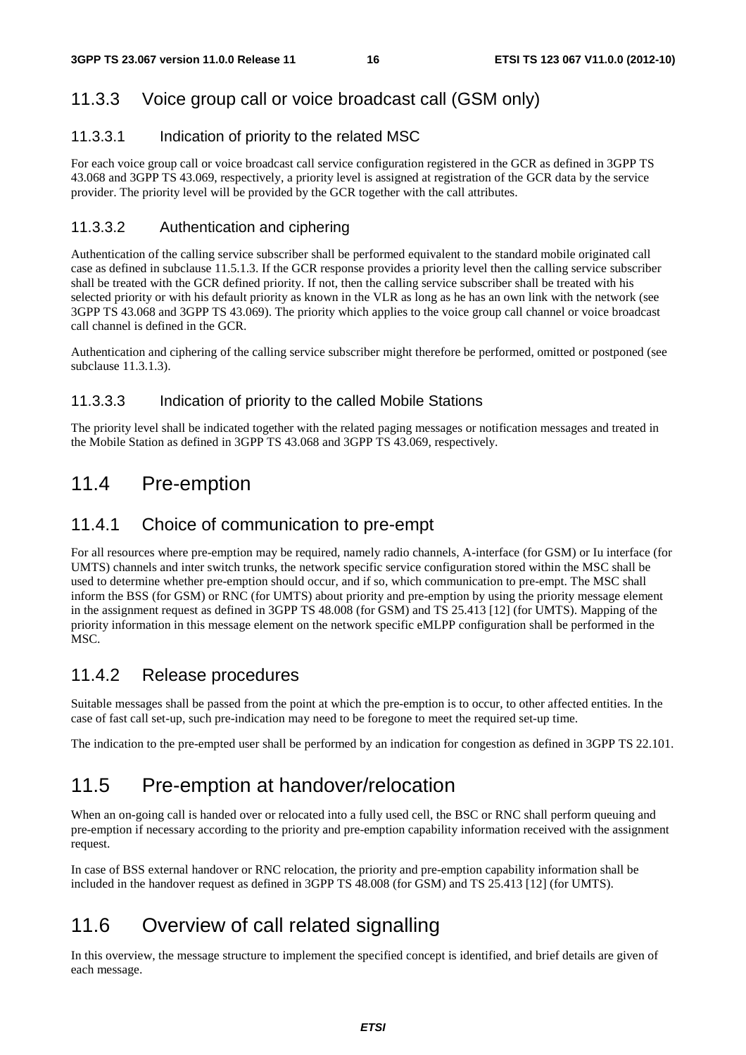### 11.3.3 Voice group call or voice broadcast call (GSM only)

#### 11.3.3.1 Indication of priority to the related MSC

For each voice group call or voice broadcast call service configuration registered in the GCR as defined in 3GPP TS 43.068 and 3GPP TS 43.069, respectively, a priority level is assigned at registration of the GCR data by the service provider. The priority level will be provided by the GCR together with the call attributes.

#### 11.3.3.2 Authentication and ciphering

Authentication of the calling service subscriber shall be performed equivalent to the standard mobile originated call case as defined in subclause 11.5.1.3. If the GCR response provides a priority level then the calling service subscriber shall be treated with the GCR defined priority. If not, then the calling service subscriber shall be treated with his selected priority or with his default priority as known in the VLR as long as he has an own link with the network (see 3GPP TS 43.068 and 3GPP TS 43.069). The priority which applies to the voice group call channel or voice broadcast call channel is defined in the GCR.

Authentication and ciphering of the calling service subscriber might therefore be performed, omitted or postponed (see subclause 11.3.1.3).

#### 11.3.3.3 Indication of priority to the called Mobile Stations

The priority level shall be indicated together with the related paging messages or notification messages and treated in the Mobile Station as defined in 3GPP TS 43.068 and 3GPP TS 43.069, respectively.

## 11.4 Pre-emption

### 11.4.1 Choice of communication to pre-empt

For all resources where pre-emption may be required, namely radio channels, A-interface (for GSM) or Iu interface (for UMTS) channels and inter switch trunks, the network specific service configuration stored within the MSC shall be used to determine whether pre-emption should occur, and if so, which communication to pre-empt. The MSC shall inform the BSS (for GSM) or RNC (for UMTS) about priority and pre-emption by using the priority message element in the assignment request as defined in 3GPP TS 48.008 (for GSM) and TS 25.413 [12] (for UMTS). Mapping of the priority information in this message element on the network specific eMLPP configuration shall be performed in the MSC.

### 11.4.2 Release procedures

Suitable messages shall be passed from the point at which the pre-emption is to occur, to other affected entities. In the case of fast call set-up, such pre-indication may need to be foregone to meet the required set-up time.

The indication to the pre-empted user shall be performed by an indication for congestion as defined in 3GPP TS 22.101.

## 11.5 Pre-emption at handover/relocation

When an on-going call is handed over or relocated into a fully used cell, the BSC or RNC shall perform queuing and pre-emption if necessary according to the priority and pre-emption capability information received with the assignment request.

In case of BSS external handover or RNC relocation, the priority and pre-emption capability information shall be included in the handover request as defined in 3GPP TS 48.008 (for GSM) and TS 25.413 [12] (for UMTS).

## 11.6 Overview of call related signalling

In this overview, the message structure to implement the specified concept is identified, and brief details are given of each message.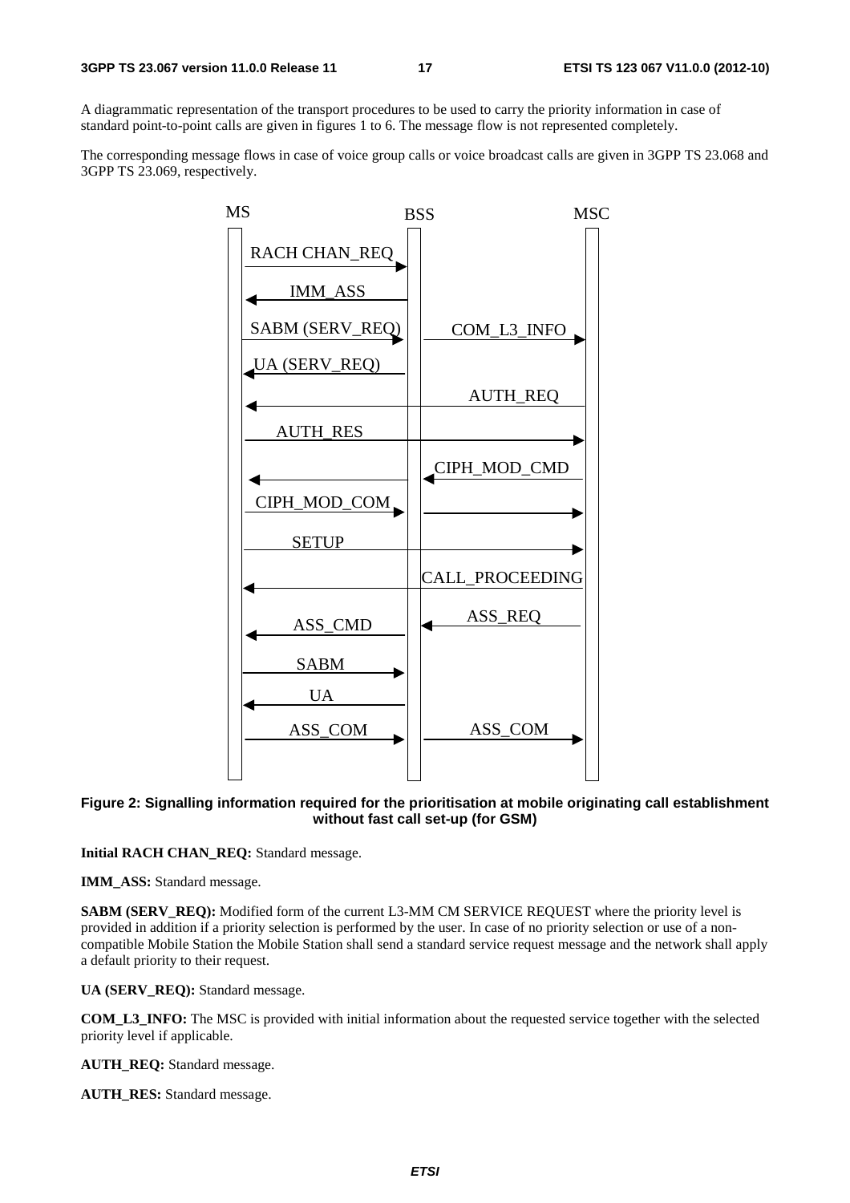A diagrammatic representation of the transport procedures to be used to carry the priority information in case of standard point-to-point calls are given in figures 1 to 6. The message flow is not represented completely.

The corresponding message flows in case of voice group calls or voice broadcast calls are given in 3GPP TS 23.068 and 3GPP TS 23.069, respectively.

**Figure 2: Signalling information required for the prioritisation at mobile originating call establishment without fast call set-up (for GSM)**

**Initial RACH CHAN_REQ:** Standard message.

**IMM_ASS:** Standard message.

**SABM (SERV_REQ):** Modified form of the current L3-MM CM SERVICE REQUEST where the priority level is provided in addition if a priority selection is performed by the user. In case of no priority selection or use of a non-compatible Mobile Station the Mobile Station shall send a standard service request message and the network shall apply a default priority to their request.

**UA (SERV_REQ):** Standard message.

**COM_L3_INFO:** The MSC is provided with initial information about the requested service together with the selected priority level if applicable.

**AUTH_REQ:** Standard message.

**AUTH_RES:** Standard message.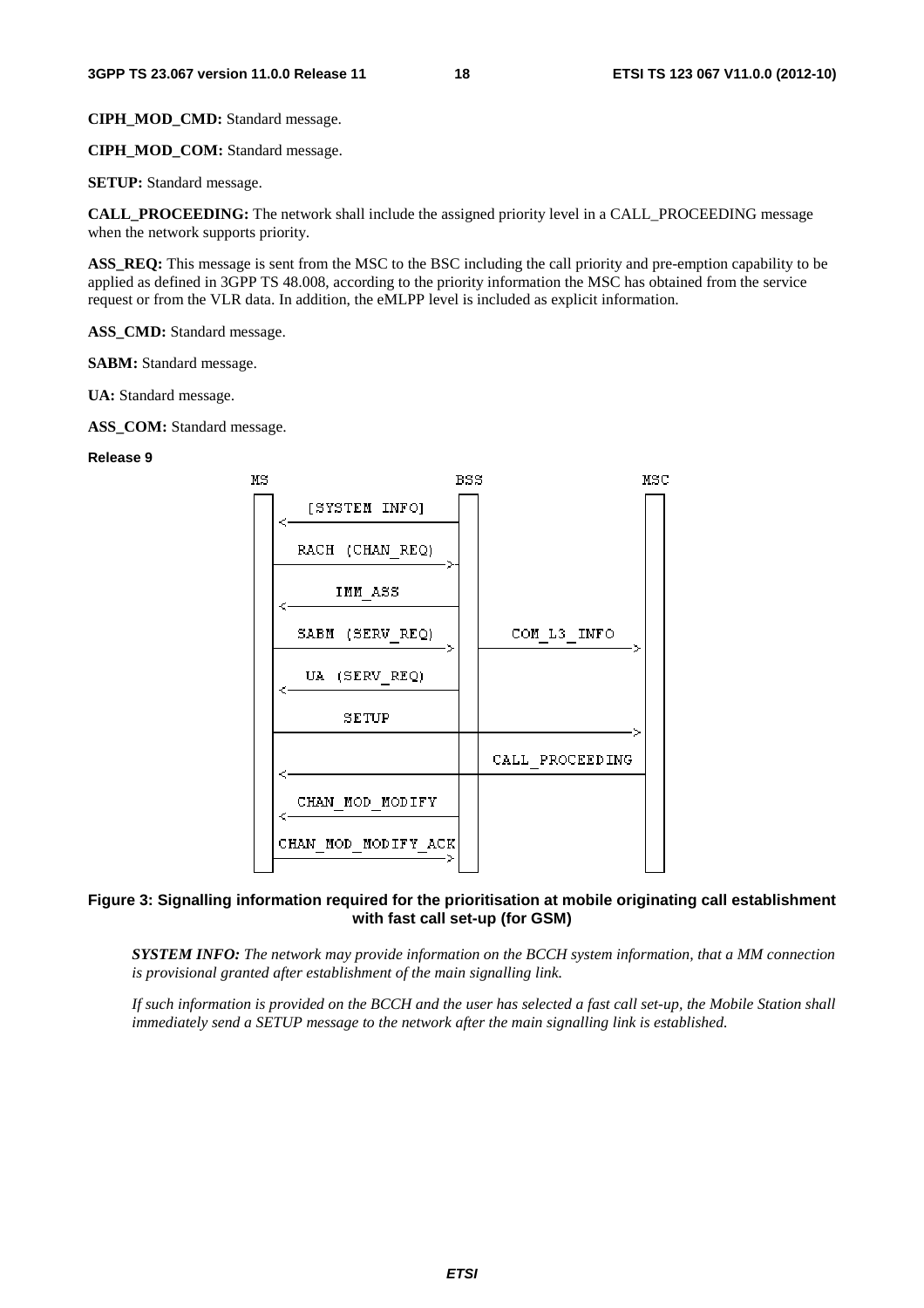**CIPH_MOD_CMD:** Standard message.

**CIPH_MOD_COM:** Standard message.

**SETUP:** Standard message.

**CALL_PROCEEDING:** The network shall include the assigned priority level in a CALL_PROCEEDING message when the network supports priority.

**ASS_REQ:** This message is sent from the MSC to the BSC including the call priority and pre-emption capability to be applied as defined in 3GPP TS 48.008, according to the priority information the MSC has obtained from the service request or from the VLR data. In addition, the eMLPP level is included as explicit information.

**ASS_CMD:** Standard message.

**SABM:** Standard message.

**UA:** Standard message.

**ASS_COM:** Standard message.

**Release 9**

```
MS                              BSS                          MSC
 |        [SYSTEM INFO]          |                             |
 |<------------------------------|                             |
 |        RACH (CHAN_REQ)        |                             |
 |------------------------------>|                             |
 |           IMM_ASS             |                             |
 |<------------------------------|                             |
 |        SABM (SERV_REQ)        |        COM_L3_INFO          |
 |------------------------------>|---------------------------->|
 |         UA (SERV_REQ)         |                             |
 |<------------------------------|                             |
 |            SETUP              |                             |
 |------------------------------------------------------------>|
 |                               |      CALL_PROCEEDING        |
 |<------------------------------------------------------------|
 |        CHAN_MOD_MODIFY        |                             |
 |<------------------------------|                             |
 |      CHAN_MOD_MODIFY_ACK      |                             |
 |------------------------------>|                             |
```

**Figure 3: Signalling information required for the prioritisation at mobile originating call establishment with fast call set-up (for GSM)**

***SYSTEM INFO:*** *The network may provide information on the BCCH system information, that a MM connection is provisional granted after establishment of the main signalling link.*

*If such information is provided on the BCCH and the user has selected a fast call set-up, the Mobile Station shall immediately send a SETUP message to the network after the main signalling link is established.*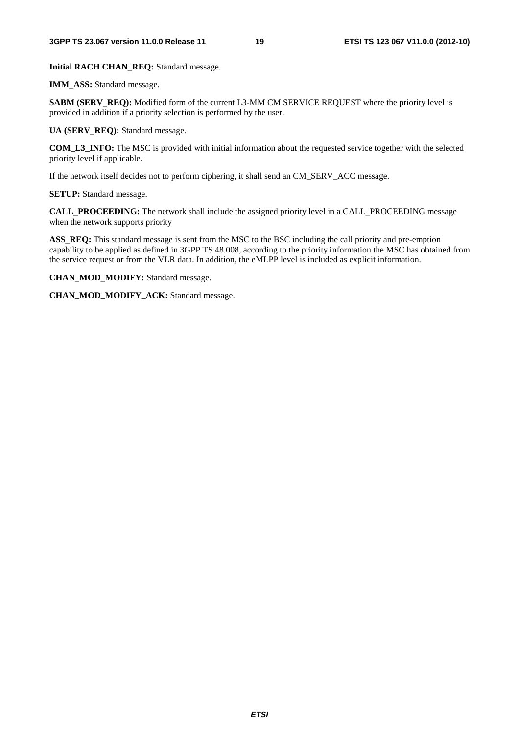**Initial RACH CHAN_REQ:** Standard message.

**IMM_ASS:** Standard message.

**SABM (SERV_REQ):** Modified form of the current L3-MM CM SERVICE REQUEST where the priority level is provided in addition if a priority selection is performed by the user.

**UA (SERV_REQ):** Standard message.

**COM_L3_INFO:** The MSC is provided with initial information about the requested service together with the selected priority level if applicable.

If the network itself decides not to perform ciphering, it shall send an CM_SERV_ACC message.

**SETUP:** Standard message.

**CALL_PROCEEDING:** The network shall include the assigned priority level in a CALL_PROCEEDING message when the network supports priority

**ASS_REQ:** This standard message is sent from the MSC to the BSC including the call priority and pre-emption capability to be applied as defined in 3GPP TS 48.008, according to the priority information the MSC has obtained from the service request or from the VLR data. In addition, the eMLPP level is included as explicit information.

**CHAN_MOD_MODIFY:** Standard message.

**CHAN_MOD_MODIFY_ACK:** Standard message.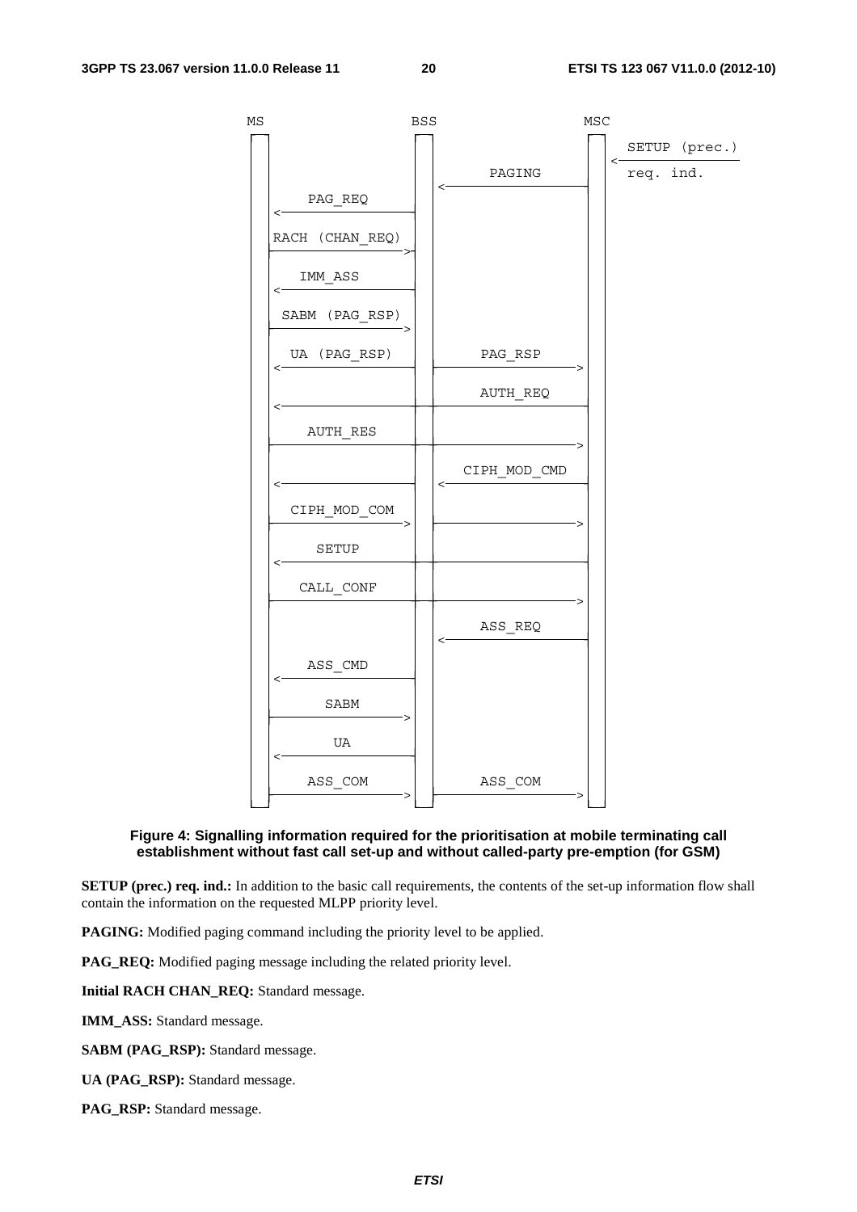```
MS                      BSS                     MSC
|                        |                        |  <-- SETUP (prec.) req. ind.
|                        |  <------ PAGING -------|
|  <----- PAG_REQ -------|                        |
|  --- RACH (CHAN_REQ) ->|                        |
|  <----- IMM_ASS -------|                        |
|  --- SABM (PAG_RSP) -->|                        |
|  <--- UA (PAG_RSP) ----|  ------ PAG_RSP ------>|
|  <---------------------------- AUTH_REQ --------|
|  ------ AUTH_RES ------------------------------>|
|  <---------------------|  <--- CIPH_MOD_CMD ----|
|  --- CIPH_MOD_COM ---->|  --------------------->|
|  <----- SETUP ----------------------------------|
|  ------ CALL_CONF ----------------------------->|
|                        |  <------ ASS_REQ ------|
|  <----- ASS_CMD -------|                        |
|  ------ SABM --------->|                        |
|  <----- UA ------------|                        |
|  ------ ASS_COM ------>|  ------ ASS_COM ------>|
```

**Figure 4: Signalling information required for the prioritisation at mobile terminating call establishment without fast call set-up and without called-party pre-emption (for GSM)**

**SETUP (prec.) req. ind.:** In addition to the basic call requirements, the contents of the set-up information flow shall contain the information on the requested MLPP priority level.

**PAGING:** Modified paging command including the priority level to be applied.

**PAG_REQ:** Modified paging message including the related priority level.

**Initial RACH CHAN_REQ:** Standard message.

**IMM_ASS:** Standard message.

**SABM (PAG_RSP):** Standard message.

**UA (PAG_RSP):** Standard message.

**PAG_RSP:** Standard message.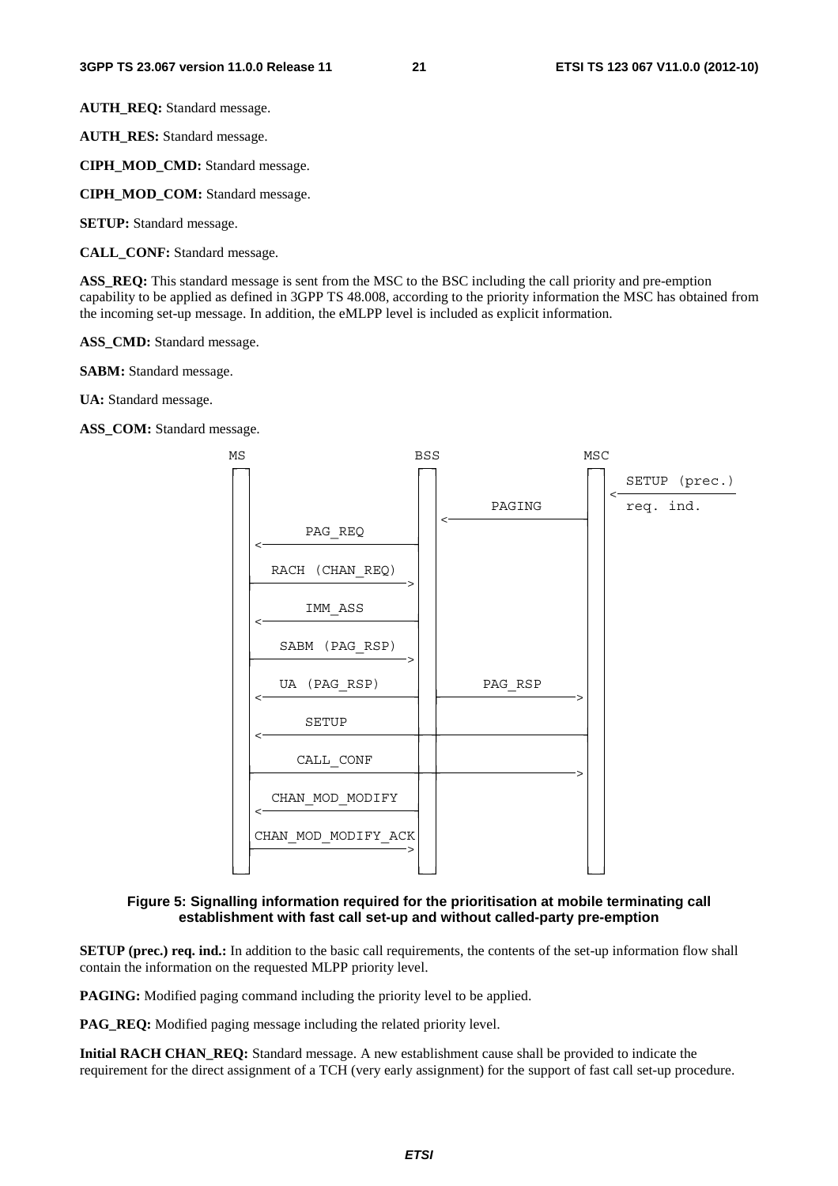**AUTH_REQ:** Standard message.

**AUTH_RES:** Standard message.

**CIPH_MOD_CMD:** Standard message.

**CIPH_MOD_COM:** Standard message.

**SETUP:** Standard message.

**CALL_CONF:** Standard message.

**ASS_REQ:** This standard message is sent from the MSC to the BSC including the call priority and pre-emption capability to be applied as defined in 3GPP TS 48.008, according to the priority information the MSC has obtained from the incoming set-up message. In addition, the eMLPP level is included as explicit information.

**ASS_CMD:** Standard message.

**SABM:** Standard message.

**UA:** Standard message.

**ASS_COM:** Standard message.

```
MS                       BSS                    MSC
|                         |                      |   SETUP (prec.)
|                         |                      |<--------------
|                         |       PAGING         |   req. ind.
|                         |<---------------------|
|        PAG_REQ          |                      |
|<------------------------|                      |
|    RACH (CHAN_REQ)      |                      |
|------------------------>|                      |
|        IMM_ASS          |                      |
|<------------------------|                      |
|     SABM (PAG_RSP)      |                      |
|------------------------>|                      |
|     UA (PAG_RSP)        |       PAG_RSP        |
|<------------------------|--------------------->|
|        SETUP            |                      |
|<-----------------------------------------------|
|       CALL_CONF         |                      |
|----------------------------------------------->|
|    CHAN_MOD_MODIFY      |                      |
|<------------------------|                      |
|  CHAN_MOD_MODIFY_ACK    |                      |
|------------------------>|                      |
```

**Figure 5: Signalling information required for the prioritisation at mobile terminating call establishment with fast call set-up and without called-party pre-emption**

**SETUP (prec.) req. ind.:** In addition to the basic call requirements, the contents of the set-up information flow shall contain the information on the requested MLPP priority level.

**PAGING:** Modified paging command including the priority level to be applied.

**PAG_REQ:** Modified paging message including the related priority level.

**Initial RACH CHAN_REQ:** Standard message. A new establishment cause shall be provided to indicate the requirement for the direct assignment of a TCH (very early assignment) for the support of fast call set-up procedure.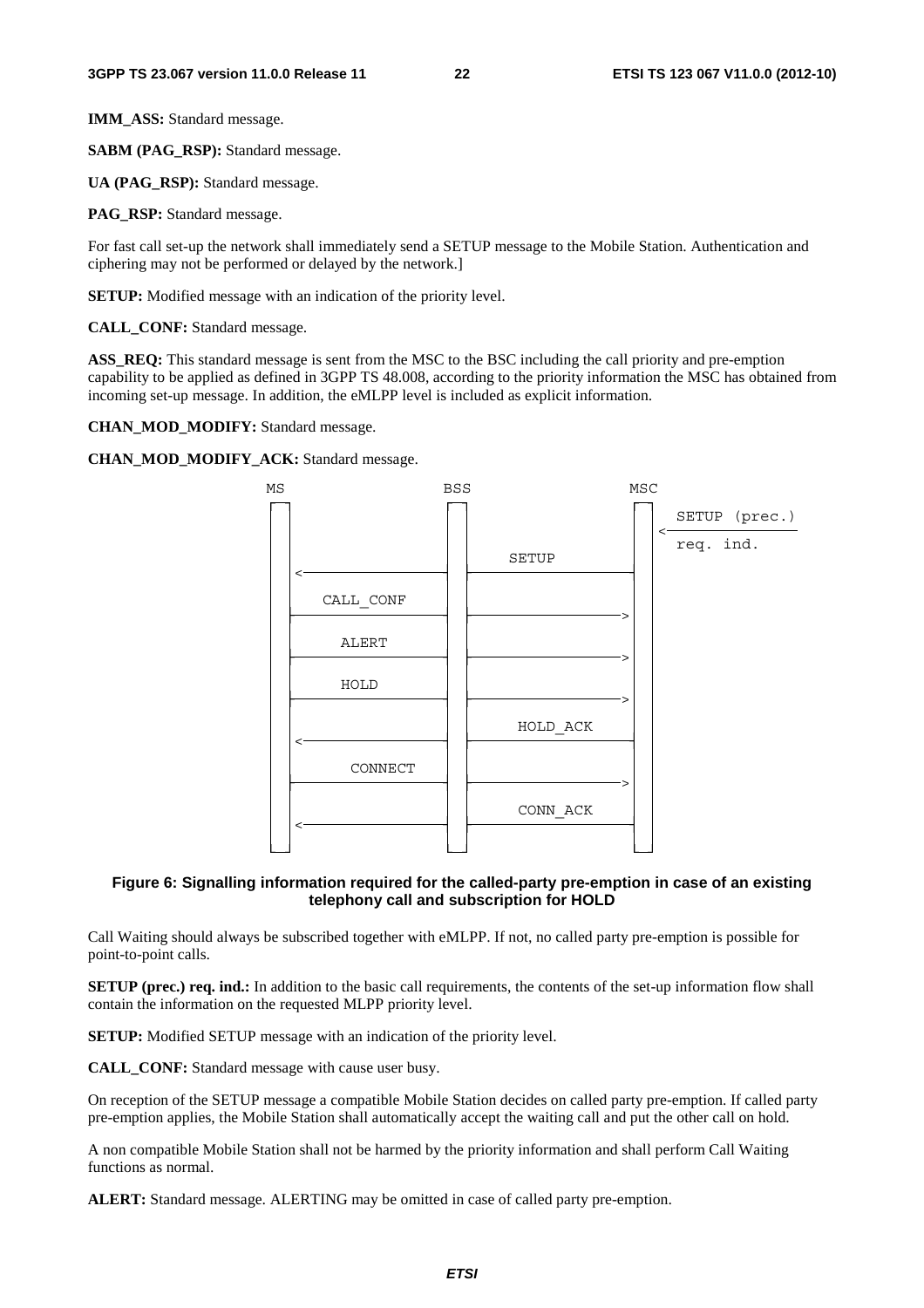**IMM_ASS:** Standard message.

**SABM (PAG_RSP):** Standard message.

**UA (PAG_RSP):** Standard message.

**PAG_RSP:** Standard message.

For fast call set-up the network shall immediately send a SETUP message to the Mobile Station. Authentication and ciphering may not be performed or delayed by the network.]

**SETUP:** Modified message with an indication of the priority level.

**CALL_CONF:** Standard message.

**ASS_REQ:** This standard message is sent from the MSC to the BSC including the call priority and pre-emption capability to be applied as defined in 3GPP TS 48.008, according to the priority information the MSC has obtained from incoming set-up message. In addition, the eMLPP level is included as explicit information.

**CHAN_MOD_MODIFY:** Standard message.

**CHAN_MOD_MODIFY_ACK:** Standard message.

```
MS                    BSS                   MSC
 |                     |                     |<---- SETUP (prec.) req. ind.
 |<--------------------|------ SETUP --------|
 |------ CALL_CONF --->|-------------------->|
 |------ ALERT ------->|-------------------->|
 |------ HOLD -------->|-------------------->|
 |<--------------------|------ HOLD_ACK -----|
 |------ CONNECT ----->|-------------------->|
 |<--------------------|------ CONN_ACK -----|
```

**Figure 6: Signalling information required for the called-party pre-emption in case of an existing telephony call and subscription for HOLD**

Call Waiting should always be subscribed together with eMLPP. If not, no called party pre-emption is possible for point-to-point calls.

**SETUP (prec.) req. ind.:** In addition to the basic call requirements, the contents of the set-up information flow shall contain the information on the requested MLPP priority level.

**SETUP:** Modified SETUP message with an indication of the priority level.

**CALL_CONF:** Standard message with cause user busy.

On reception of the SETUP message a compatible Mobile Station decides on called party pre-emption. If called party pre-emption applies, the Mobile Station shall automatically accept the waiting call and put the other call on hold.

A non compatible Mobile Station shall not be harmed by the priority information and shall perform Call Waiting functions as normal.

**ALERT:** Standard message. ALERTING may be omitted in case of called party pre-emption.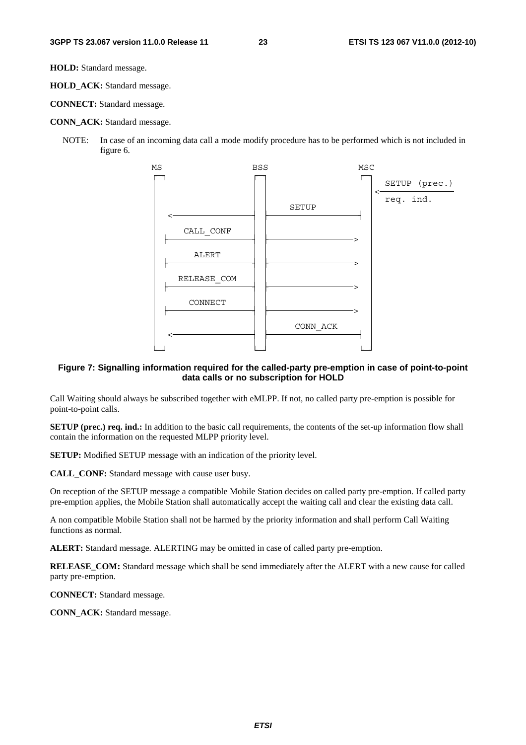**HOLD:** Standard message.

**HOLD_ACK:** Standard message.

**CONNECT:** Standard message.

**CONN_ACK:** Standard message.

NOTE: In case of an incoming data call a mode modify procedure has to be performed which is not included in figure 6.

```
MS                    BSS                   MSC
 |                     |                     |  <---- SETUP (prec.)
 |                     |                     |        req. ind.
 |                     |        SETUP        |
 |<--------------------|---------------------|
 |      CALL_CONF      |                     |
 |---------------------|-------------------->|
 |        ALERT        |                     |
 |---------------------|-------------------->|
 |     RELEASE_COM     |                     |
 |---------------------|-------------------->|
 |       CONNECT       |                     |
 |---------------------|-------------------->|
 |                     |      CONN_ACK       |
 |<--------------------|---------------------|
```

**Figure 7: Signalling information required for the called-party pre-emption in case of point-to-point data calls or no subscription for HOLD**

Call Waiting should always be subscribed together with eMLPP. If not, no called party pre-emption is possible for point-to-point calls.

**SETUP (prec.) req. ind.:** In addition to the basic call requirements, the contents of the set-up information flow shall contain the information on the requested MLPP priority level.

**SETUP:** Modified SETUP message with an indication of the priority level.

**CALL_CONF:** Standard message with cause user busy.

On reception of the SETUP message a compatible Mobile Station decides on called party pre-emption. If called party pre-emption applies, the Mobile Station shall automatically accept the waiting call and clear the existing data call.

A non compatible Mobile Station shall not be harmed by the priority information and shall perform Call Waiting functions as normal.

**ALERT:** Standard message. ALERTING may be omitted in case of called party pre-emption.

**RELEASE_COM:** Standard message which shall be send immediately after the ALERT with a new cause for called party pre-emption.

**CONNECT:** Standard message.

**CONN_ACK:** Standard message.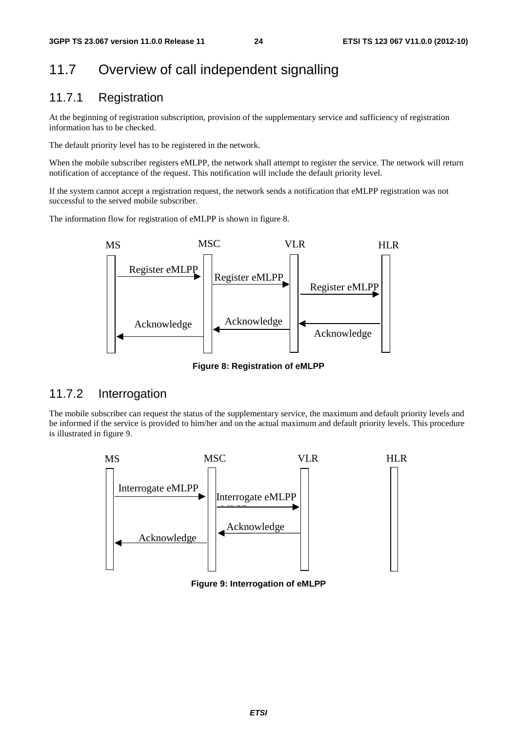## 11.7 Overview of call independent signalling

### 11.7.1 Registration

At the beginning of registration subscription, provision of the supplementary service and sufficiency of registration information has to be checked.

The default priority level has to be registered in the network.

When the mobile subscriber registers eMLPP, the network shall attempt to register the service. The network will return notification of acceptance of the request. This notification will include the default priority level.

If the system cannot accept a registration request, the network sends a notification that eMLPP registration was not successful to the served mobile subscriber.

The information flow for registration of eMLPP is shown in figure 8.

```
MS                  MSC                 VLR                 HLR
|  Register eMLPP   |                   |                   |
|------------------>|  Register eMLPP   |                   |
|                   |------------------>|  Register eMLPP   |
|                   |                   |------------------>|
|                   |                   |                   |
|                   |   Acknowledge     |<------------------|
|   Acknowledge     |<------------------|   Acknowledge     |
|<------------------|                   |                   |
```

**Figure 8: Registration of eMLPP**

### 11.7.2 Interrogation

The mobile subscriber can request the status of the supplementary service, the maximum and default priority levels and be informed if the service is provided to him/her and on the actual maximum and default priority levels. This procedure is illustrated in figure 9.

```
MS                    MSC                   VLR                 HLR
|  Interrogate eMLPP  |                     |                   |
|-------------------->|  Interrogate eMLPP  |                   |
|                     |-------------------->|                   |
|                     |    Acknowledge      |                   |
|    Acknowledge      |<--------------------|                   |
|<--------------------|                     |                   |
```

**Figure 9: Interrogation of eMLPP**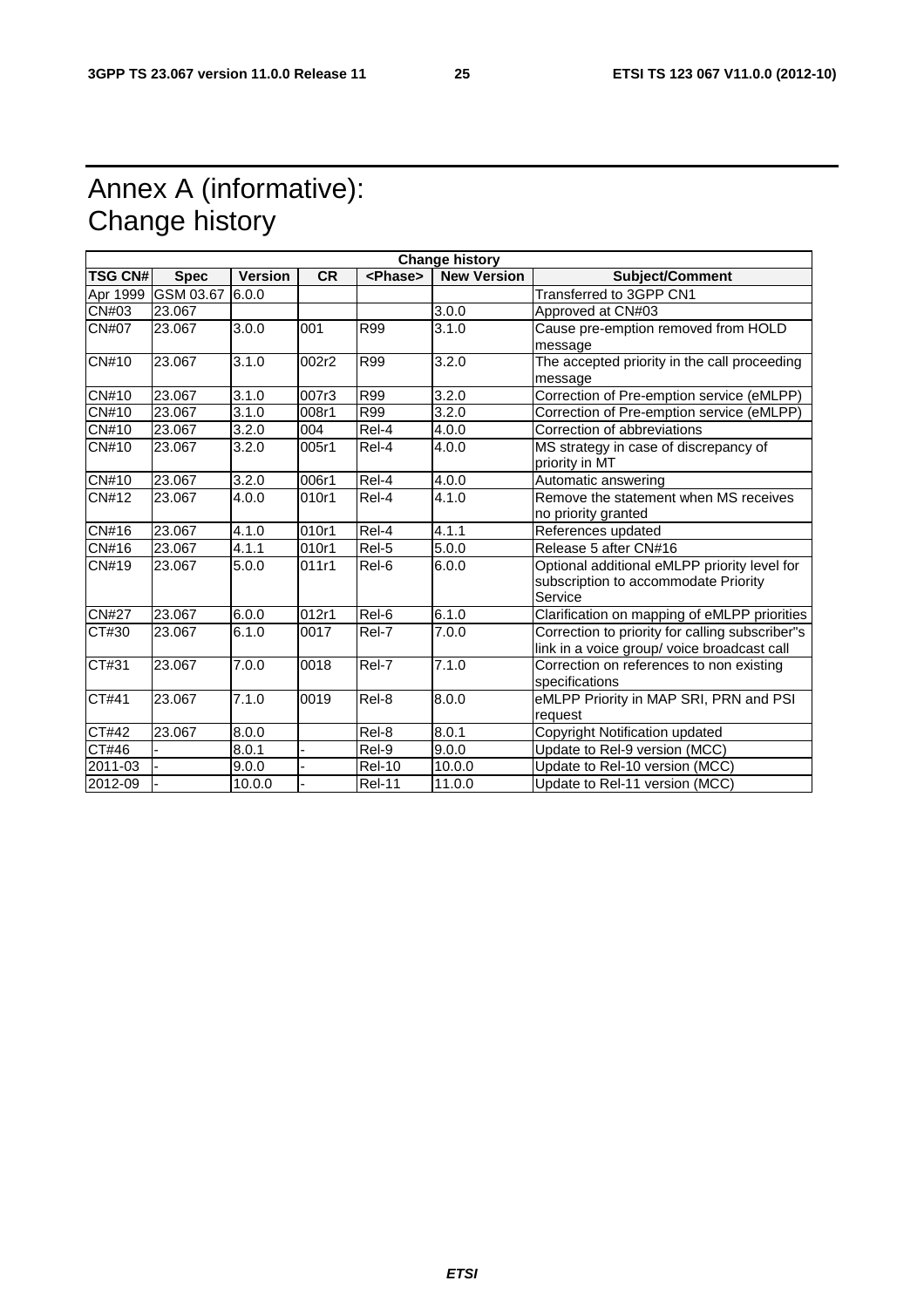# Annex A (informative): Change history

| Change history | | | | | | |
|---|---|---|---|---|---|---|
| **TSG CN#** | **Spec** | **Version** | **CR** | **<Phase>** | **New Version** | **Subject/Comment** |
| Apr 1999 | GSM 03.67 | 6.0.0 | | | | Transferred to 3GPP CN1 |
| CN#03 | 23.067 | | | | 3.0.0 | Approved at CN#03 |
| CN#07 | 23.067 | 3.0.0 | 001 | R99 | 3.1.0 | Cause pre-emption removed from HOLD message |
| CN#10 | 23.067 | 3.1.0 | 002r2 | R99 | 3.2.0 | The accepted priority in the call proceeding message |
| CN#10 | 23.067 | 3.1.0 | 007r3 | R99 | 3.2.0 | Correction of Pre-emption service (eMLPP) |
| CN#10 | 23.067 | 3.1.0 | 008r1 | R99 | 3.2.0 | Correction of Pre-emption service (eMLPP) |
| CN#10 | 23.067 | 3.2.0 | 004 | Rel-4 | 4.0.0 | Correction of abbreviations |
| CN#10 | 23.067 | 3.2.0 | 005r1 | Rel-4 | 4.0.0 | MS strategy in case of discrepancy of priority in MT |
| CN#10 | 23.067 | 3.2.0 | 006r1 | Rel-4 | 4.0.0 | Automatic answering |
| CN#12 | 23.067 | 4.0.0 | 010r1 | Rel-4 | 4.1.0 | Remove the statement when MS receives no priority granted |
| CN#16 | 23.067 | 4.1.0 | 010r1 | Rel-4 | 4.1.1 | References updated |
| CN#16 | 23.067 | 4.1.1 | 010r1 | Rel-5 | 5.0.0 | Release 5 after CN#16 |
| CN#19 | 23.067 | 5.0.0 | 011r1 | Rel-6 | 6.0.0 | Optional additional eMLPP priority level for subscription to accommodate Priority Service |
| CN#27 | 23.067 | 6.0.0 | 012r1 | Rel-6 | 6.1.0 | Clarification on mapping of eMLPP priorities |
| CT#30 | 23.067 | 6.1.0 | 0017 | Rel-7 | 7.0.0 | Correction to priority for calling subscriber"s link in a voice group/ voice broadcast call |
| CT#31 | 23.067 | 7.0.0 | 0018 | Rel-7 | 7.1.0 | Correction on references to non existing specifications |
| CT#41 | 23.067 | 7.1.0 | 0019 | Rel-8 | 8.0.0 | eMLPP Priority in MAP SRI, PRN and PSI request |
| CT#42 | 23.067 | 8.0.0 | | Rel-8 | 8.0.1 | Copyright Notification updated |
| CT#46 | - | 8.0.1 | - | Rel-9 | 9.0.0 | Update to Rel-9 version (MCC) |
| 2011-03 | - | 9.0.0 | - | Rel-10 | 10.0.0 | Update to Rel-10 version (MCC) |
| 2012-09 | - | 10.0.0 | - | Rel-11 | 11.0.0 | Update to Rel-11 version (MCC) |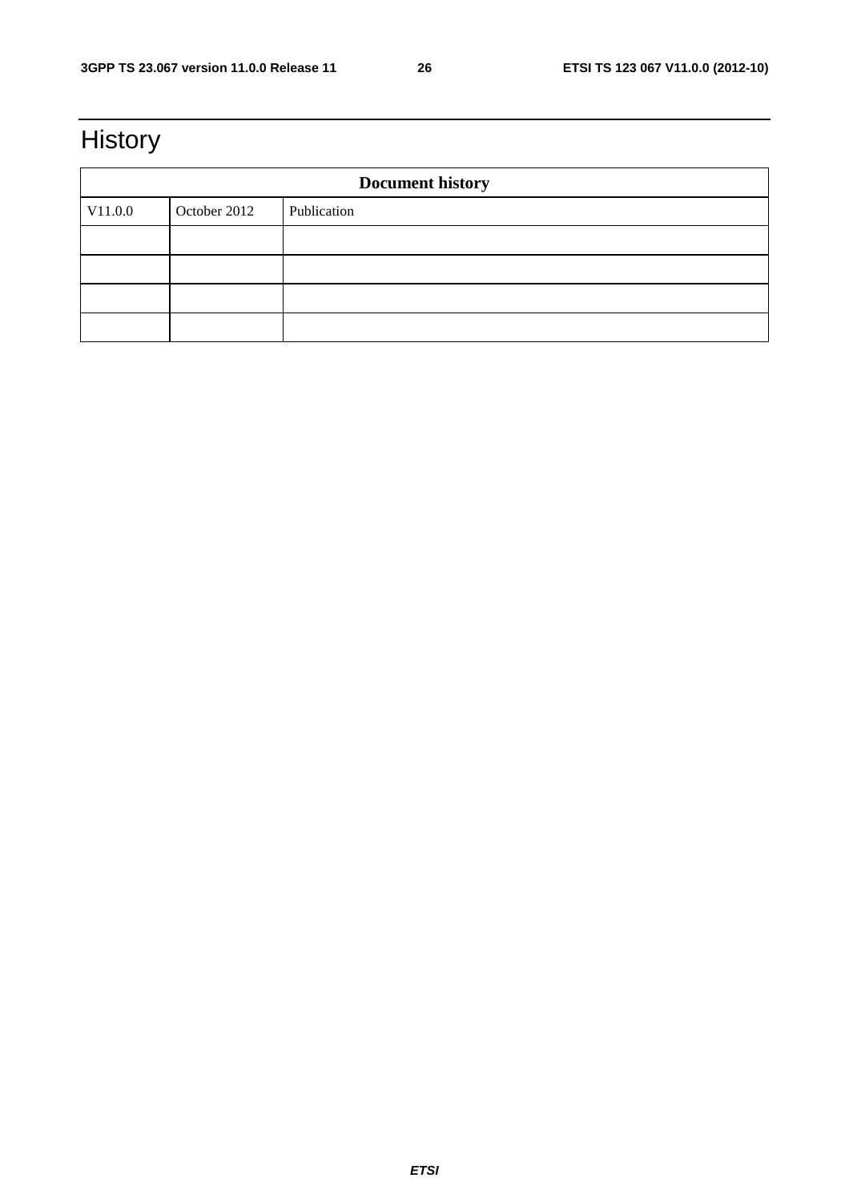# History

| Document history | | |
|---|---|---|
| V11.0.0 | October 2012 | Publication |
| | | |
| | | |
| | | |
| | | |